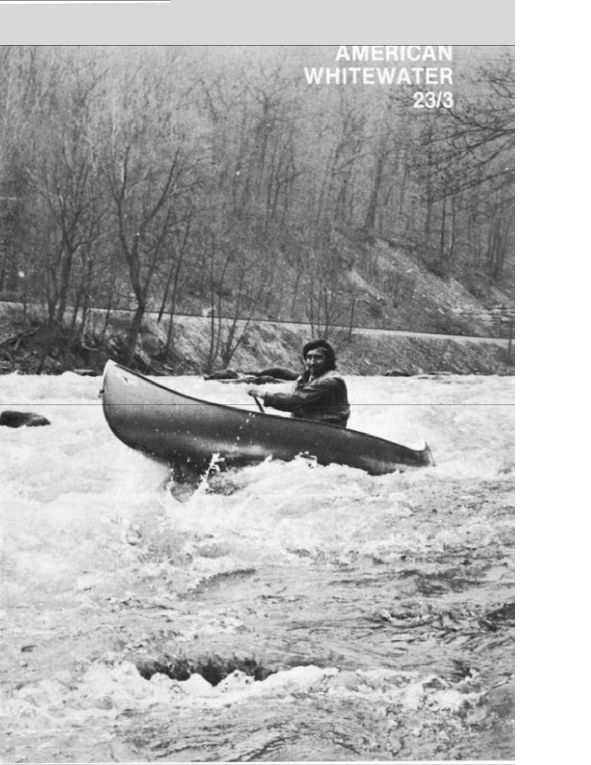AMERICAN
WHITEWATER
23/3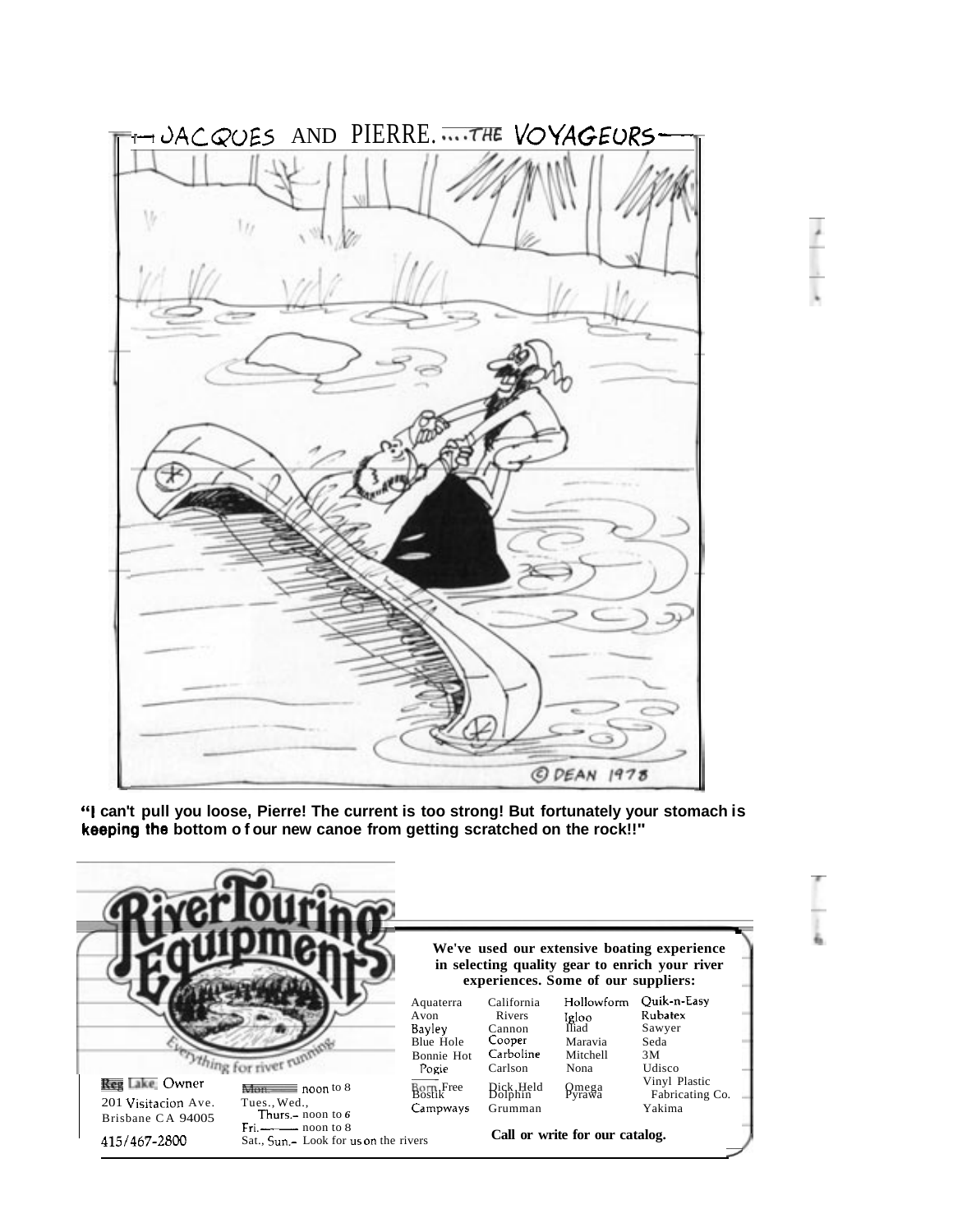JACQUES AND PIERRE.....THE VOYAGEURS

© DEAN 1978

**"I can't pull you loose, Pierre! The current is too strong! But fortunately your stomach is keeping the bottom of our new canoe from getting scratched on the rock!!"**

# River Touring Equipment

Everything for river running

Reg Lake, Owner
201 Visitacion Ave.
Brisbane CA 94005
415/467-2800

Mon. noon to 8
Tues., Wed.,
Thurs.– noon to 6
Fri. noon to 8
Sat., Sun.– Look for us on the rivers

**We've used our extensive boating experience in selecting quality gear to enrich your river experiences. Some of our suppliers:**

Aquaterra
Avon
Bayley
Blue Hole
Bonnie Hot Pogie
Born Free
Bostik
Campways

California Rivers
Cannon
Cooper
Carboline
Carlson
Dick Held
Dolphin
Grumman

Hollowform
Igloo
Iliad
Maravia
Mitchell
Nona
Omega
Pyrawa

Quik-n-Easy
Rubatex
Sawyer
Seda
3M
Udisco
Vinyl Plastic Fabricating Co.
Yakima

**Call or write for our catalog.**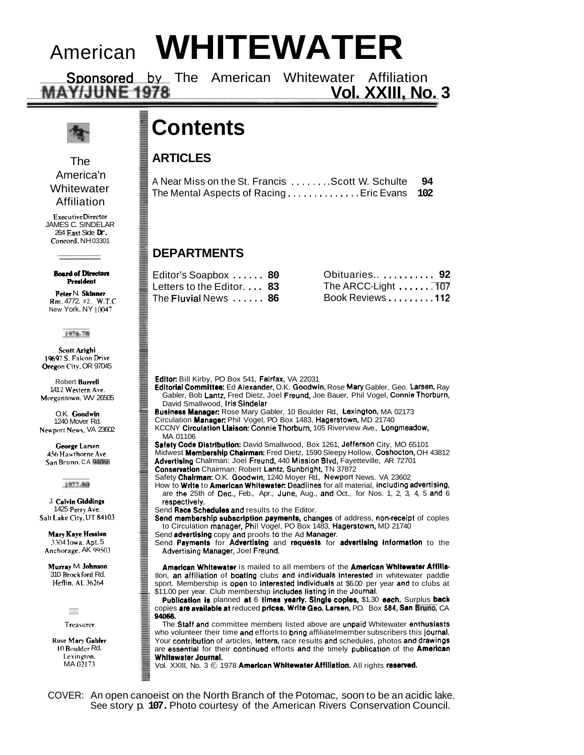# American WHITEWATER

Sponsored by The American Whitewater Affiliation

MAY/JUNE 1978 **Vol. XXIII, No. 3**

The America'n Whitewater Affiliation

Executive Director
JAMES C. SINDELAR
264 East Side Dr.
Concord, NH 03301

**Board of Directors**
**President**

**Peter N. Skinner**
Rm. 4772. #2. W.T.C
New York. NY 10047

1976-78

**Scott Arighi**
19697 S. Falcon Drive
Oregon City, OR 97045

**Robert Burrell**
1412 Western Ave.
Morgantown, WV 26505

**O.K. Goodwin**
1240 Mover Rd.
Newport News, VA 23602

**George Larsen**
456 Hawthorne Ave.
San Bruno, CA 94066

1977-80

**J. Calvin Giddings**
1425 Perry Ave.
Salt Lake City, UT 84103

**Mary Kaye Hession**
3304 Iowa, Apt. 5
Anchorage, AK 99503

**Murray M. Johnson**
310 Brockford Rd.
Heflin, AL 36264

Treasurer

**Rose Mary Gabler**
10 Boulder Rd.
Lexington,
MA 02173

# Contents

## ARTICLES

A Near Miss on the St. Francis ........Scott W. Schulte **94**
The Mental Aspects of Racing..............Eric Evans **102**

## DEPARTMENTS

Editor's Soapbox ...... **80**
Letters to the Editor.... **83**
The Fluvial News ...... **86**
Obituaries.. .......... **92**
The ARCC-Light ....... **107**
Book Reviews ......... **112**

**Editor:** Bill Kirby, PO Box 541, Fairfax, VA 22031
**Editorial Committee:** Ed Alexander, O.K. Goodwin, Rose Mary Gabler, Geo. Larsen, Ray Gabler, Bob Lantz, Fred Dietz, Joel Freund, Joe Bauer, Phil Vogel, Connie Thorburn, David Smallwood, Iris Sindelar
**Business Manager:** Rose Mary Gabler, 10 Boulder Rd., Lexington, MA 02173
Circulation **Manager:** Phil Vogel, PO Box 1483, Hagerstown, MD 21740
KCCNY **Circulation Liaison:** Connie Thorburn, 105 Riverview Ave., Longmeadow, MA 01106
**Safety Code Distribution:** David Smallwood, Box 1261, Jefferson City, MO 65101
Midwest **Membership Chairman:** Fred Dietz, 1590 Sleepy Hollow, Coshocton, OH 43812
**Advertising** Chalrman: Joel Freund, 440 Mission Blvd, Fayetteville, AR 72701
**Conservation** Chairman: Robert Lantz, Sunbright, TN 37872
Safety **Chairman:** O.K. Goodwin, 1240 Moyer Rd., Newport News. VA 23602
How to **Write** to **American Whitewater:** Deadlines for all material, including advertising, are the 25th of Dec., Feb., Apr., June, Aug., and Oct., for Nos. 1, 2, 3, 4, 5 and 6 respectively.
Send **Race Schedules and** results to the Editor.
**Send membership subscription payments,** changes of address, non-receipt of coples to Circulation manager, Phil Vogel, PO Box 1483, Hagerstown, MD 21740
Send **advertising** copy and proofs to the Ad Manager.
Send **Payments** for **Advertising** and **requests** for **advertising information** to the Advertising Manager, Joel Freund.

**American Whitewater** is mailed to all members of the **American Whitewater Affiliation**, an affiliation of boating clubs and individuals interested in whitewater paddle sport. Membership is open to interested individuals at $6.00 per year and to clubs at $11.00 per year. Club membership includes listing in the Journal.

**Publication is** planned **at** 6 **times yearly. Single copies,** $1.30 **each.** Surplus **back** copies **are available at** reduced **prices. Write Geo. Larsen,** P.O. Box **584, San Bruno,** CA **94066.**

The Staff and committee members listed above are unpaid Whitewater enthusiasts who volunteer their time and efforts to bring affiliatelmember subscribers this journal. Your contribution of articles, letters, race results and schedules, photos and drawings are essential for their continued efforts and the timely publication of the **American Whitewater Journal.**

Vol. XXIII, No. 3 © 1978 **American Whitewater Affiliation.** All rights **reserved.**

COVER: An open canoeist on the North Branch of the Potomac, soon to be an acidic lake. See story p. **107.** Photo courtesy of the American Rivers Conservation Council.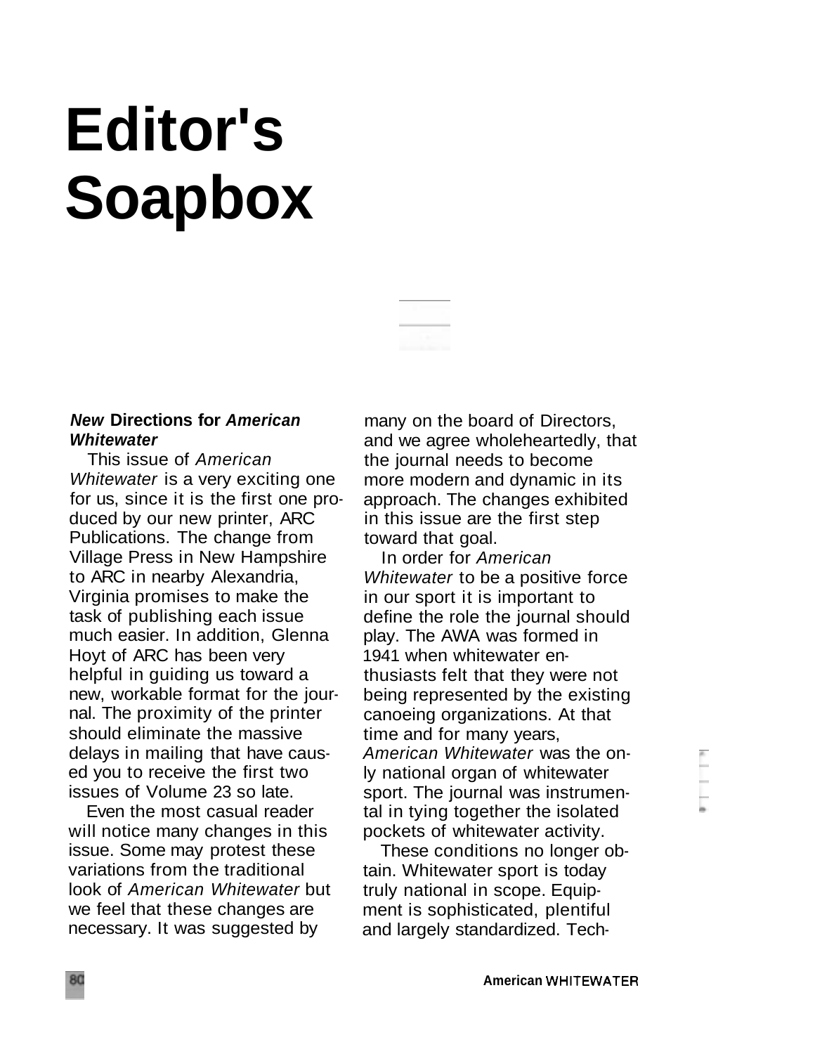# Editor's Soapbox

### *New* Directions for *American Whitewater*

This issue of *American Whitewater* is a very exciting one for us, since it is the first one produced by our new printer, ARC Publications. The change from Village Press in New Hampshire to ARC in nearby Alexandria, Virginia promises to make the task of publishing each issue much easier. In addition, Glenna Hoyt of ARC has been very helpful in guiding us toward a new, workable format for the journal. The proximity of the printer should eliminate the massive delays in mailing that have caused you to receive the first two issues of Volume 23 so late.

Even the most casual reader will notice many changes in this issue. Some may protest these variations from the traditional look of *American Whitewater* but we feel that these changes are necessary. It was suggested by many on the board of Directors, and we agree wholeheartedly, that the journal needs to become more modern and dynamic in its approach. The changes exhibited in this issue are the first step toward that goal.

In order for *American Whitewater* to be a positive force in our sport it is important to define the role the journal should play. The AWA was formed in 1941 when whitewater enthusiasts felt that they were not being represented by the existing canoeing organizations. At that time and for many years, *American Whitewater* was the only national organ of whitewater sport. The journal was instrumental in tying together the isolated pockets of whitewater activity.

These conditions no longer obtain. Whitewater sport is today truly national in scope. Equipment is sophisticated, plentiful and largely standardized. Tech-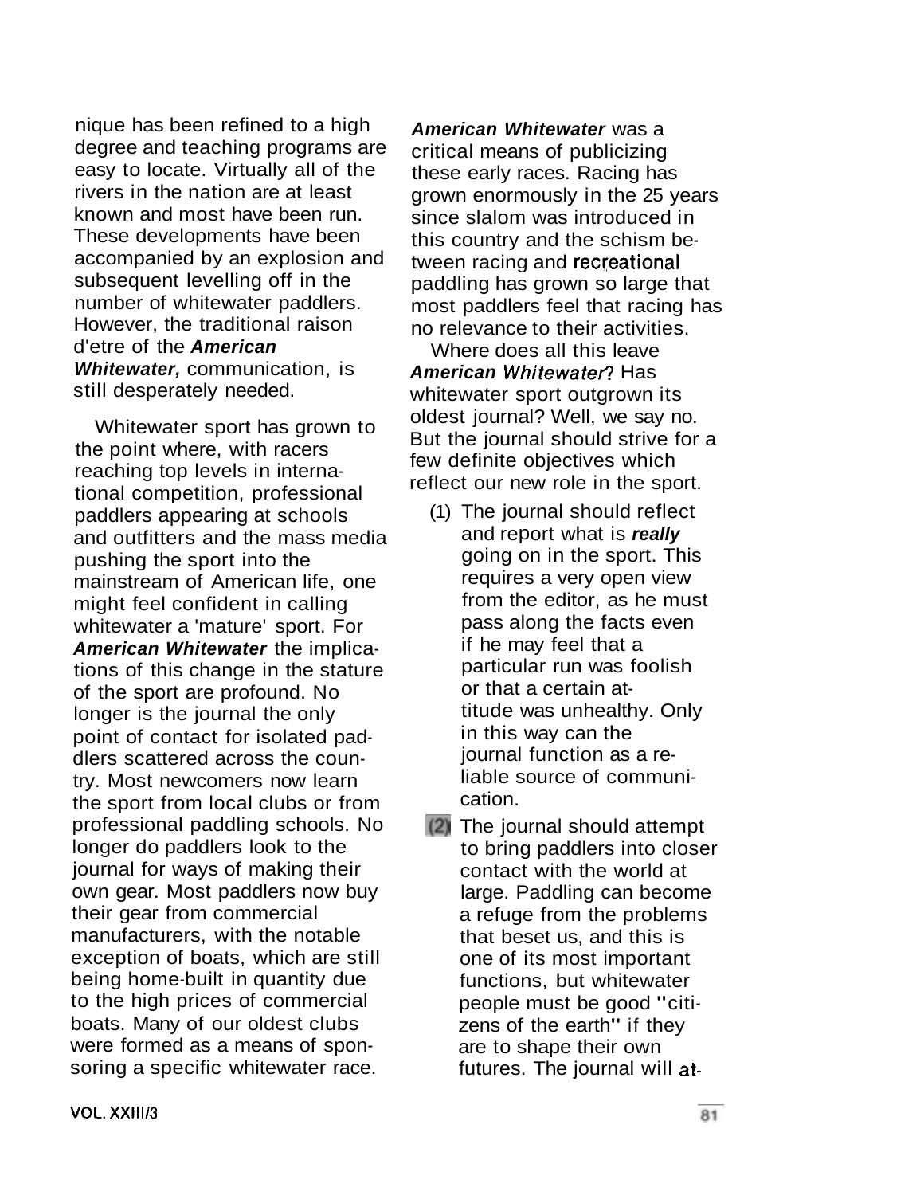nique has been refined to a high degree and teaching programs are easy to locate. Virtually all of the rivers in the nation are at least known and most have been run. These developments have been accompanied by an explosion and subsequent levelling off in the number of whitewater paddlers. However, the traditional raison d'etre of the ***American Whitewater,*** communication, is still desperately needed.

Whitewater sport has grown to the point where, with racers reaching top levels in international competition, professional paddlers appearing at schools and outfitters and the mass media pushing the sport into the mainstream of American life, one might feel confident in calling whitewater a 'mature' sport. For ***American Whitewater*** the implications of this change in the stature of the sport are profound. No longer is the journal the only point of contact for isolated paddlers scattered across the country. Most newcomers now learn the sport from local clubs or from professional paddling schools. No longer do paddlers look to the journal for ways of making their own gear. Most paddlers now buy their gear from commercial manufacturers, with the notable exception of boats, which are still being home-built in quantity due to the high prices of commercial boats. Many of our oldest clubs were formed as a means of sponsoring a specific whitewater race. ***American Whitewater*** was a critical means of publicizing these early races. Racing has grown enormously in the 25 years since slalom was introduced in this country and the schism between racing and recreational paddling has grown so large that most paddlers feel that racing has no relevance to their activities.

Where does all this leave ***American Whitewater***? Has whitewater sport outgrown its oldest journal? Well, we say no. But the journal should strive for a few definite objectives which reflect our new role in the sport.

(1) The journal should reflect and report what is ***really*** going on in the sport. This requires a very open view from the editor, as he must pass along the facts even if he may feel that a particular run was foolish or that a certain attitude was unhealthy. Only in this way can the journal function as a reliable source of communication.

(2) The journal should attempt to bring paddlers into closer contact with the world at large. Paddling can become a refuge from the problems that beset us, and this is one of its most important functions, but whitewater people must be good "citizens of the earth" if they are to shape their own futures. The journal will at-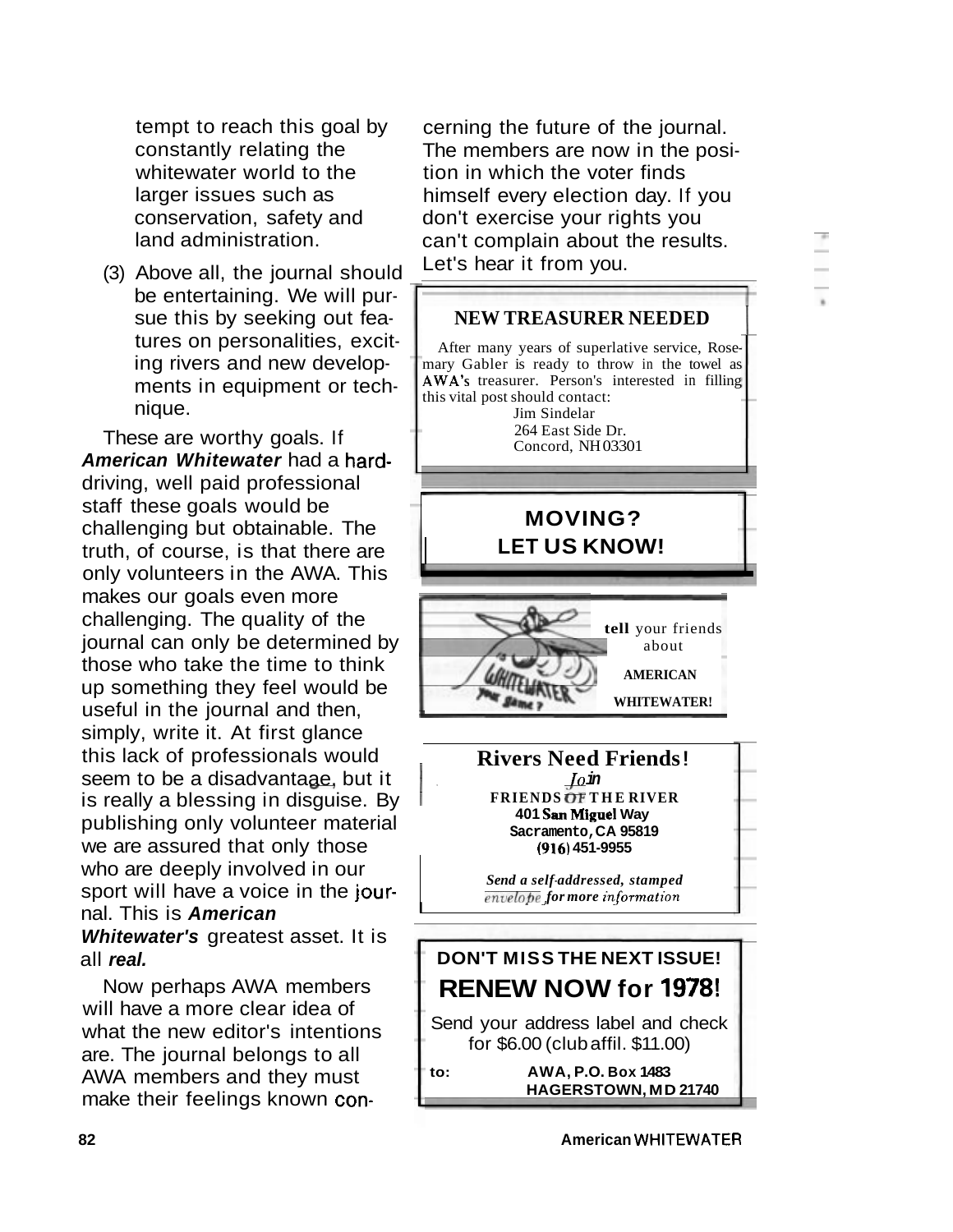tempt to reach this goal by constantly relating the whitewater world to the larger issues such as conservation, safety and land administration.

(3) Above all, the journal should be entertaining. We will pursue this by seeking out features on personalities, exciting rivers and new developments in equipment or technique.

These are worthy goals. If ***American Whitewater*** had a hard-driving, well paid professional staff these goals would be challenging but obtainable. The truth, of course, is that there are only volunteers in the AWA. This makes our goals even more challenging. The quality of the journal can only be determined by those who take the time to think up something they feel would be useful in the journal and then, simply, write it. At first glance this lack of professionals would seem to be a disadvantage, but it is really a blessing in disguise. By publishing only volunteer material we are assured that only those who are deeply involved in our sport will have a voice in the journal. This is ***American Whitewater's*** greatest asset. It is all ***real.***

Now perhaps AWA members will have a more clear idea of what the new editor's intentions are. The journal belongs to all AWA members and they must make their feelings known concerning the future of the journal. The members are now in the position in which the voter finds himself every election day. If you don't exercise your rights you can't complain about the results. Let's hear it from you.

**NEW TREASURER NEEDED**

After many years of superlative service, Rosemary Gabler is ready to throw in the towel as AWA's treasurer. Person's interested in filling this vital post should contact:

Jim Sindelar
264 East Side Dr.
Concord, NH 03301

**MOVING?**
**LET US KNOW!**

IS WHITEWATER YOUR GAME?

**tell** your friends about **AMERICAN WHITEWATER!**

**Rivers Need Friends!**
*Join*
**FRIENDS OF THE RIVER**
**401 San Miguel Way**
**Sacramento, CA 95819**
**(916) 451-9955**

***Send a self-addressed, stamped envelope for more information***

**DON'T MISS THE NEXT ISSUE!**

**RENEW NOW for 1978!**

Send your address label and check for $6.00 (club affil. $11.00)

**to:** **AWA, P.O. Box 1483**
**HAGERSTOWN, MD 21740**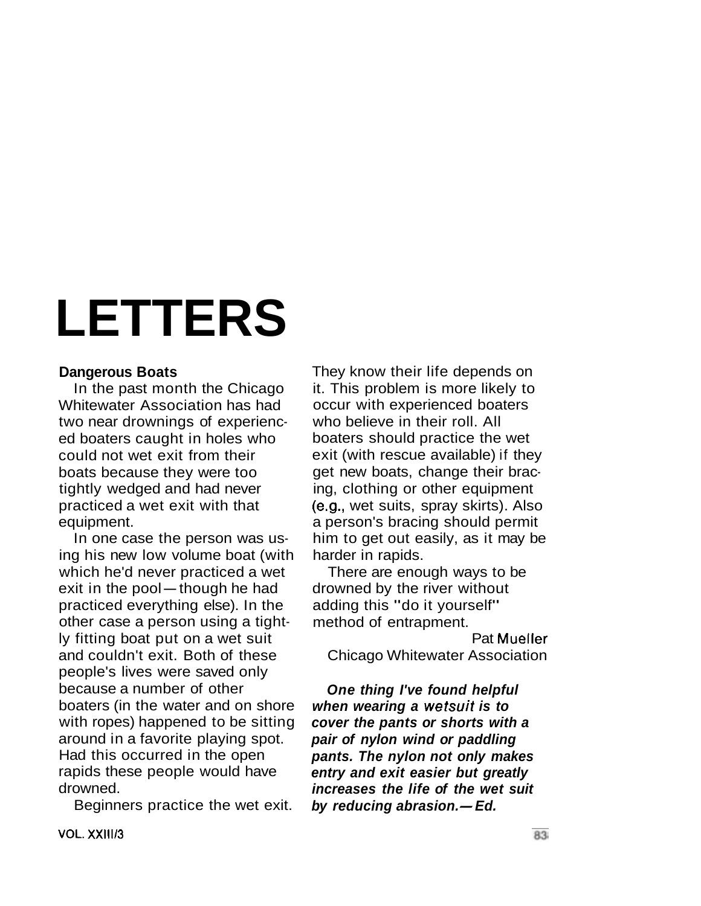# LETTERS

## Dangerous Boats

In the past month the Chicago Whitewater Association has had two near drownings of experienced boaters caught in holes who could not wet exit from their boats because they were too tightly wedged and had never practiced a wet exit with that equipment.

In one case the person was using his new low volume boat (with which he'd never practiced a wet exit in the pool—though he had practiced everything else). In the other case a person using a tightly fitting boat put on a wet suit and couldn't exit. Both of these people's lives were saved only because a number of other boaters (in the water and on shore with ropes) happened to be sitting around in a favorite playing spot. Had this occurred in the open rapids these people would have drowned.

Beginners practice the wet exit. They know their life depends on it. This problem is more likely to occur with experienced boaters who believe in their roll. All boaters should practice the wet exit (with rescue available) if they get new boats, change their bracing, clothing or other equipment (e.g., wet suits, spray skirts). Also a person's bracing should permit him to get out easily, as it may be harder in rapids.

There are enough ways to be drowned by the river without adding this "do it yourself" method of entrapment.

Pat Mueller
Chicago Whitewater Association

***One thing I've found helpful when wearing a wetsuit is to cover the pants or shorts with a pair of nylon wind or paddling pants. The nylon not only makes entry and exit easier but greatly increases the life of the wet suit by reducing abrasion.—Ed.***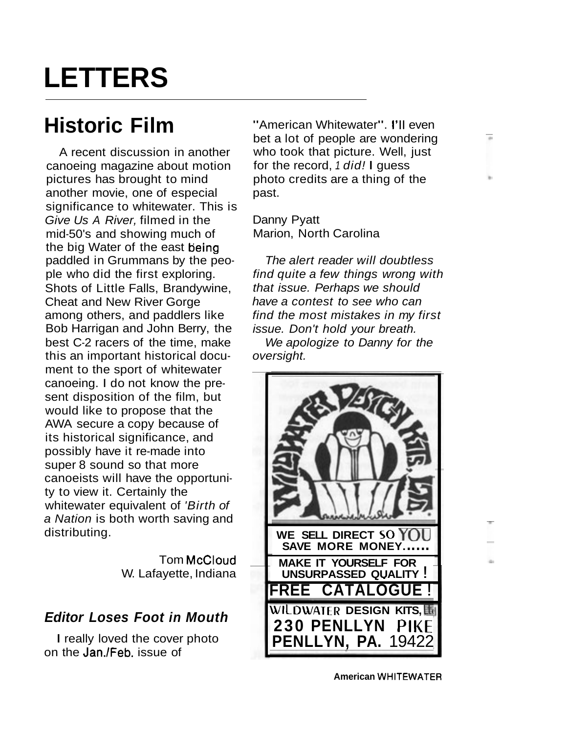# LETTERS

## Historic Film

A recent discussion in another canoeing magazine about motion pictures has brought to mind another movie, one of especial significance to whitewater. This is *Give Us A River,* filmed in the mid-50's and showing much of the big Water of the east being paddled in Grummans by the people who did the first exploring. Shots of Little Falls, Brandywine, Cheat and New River Gorge among others, and paddlers like Bob Harrigan and John Berry, the best C-2 racers of the time, make this an important historical document to the sport of whitewater canoeing. I do not know the present disposition of the film, but would like to propose that the AWA secure a copy because of its historical significance, and possibly have it re-made into super 8 sound so that more canoeists will have the opportunity to view it. Certainly the whitewater equivalent of *'Birth of a Nation* is both worth saving and distributing.

Tom McCloud
W. Lafayette, Indiana

### *Editor Loses Foot in Mouth*

I really loved the cover photo on the Jan./Feb. issue of "American Whitewater". I'll even bet a lot of people are wondering who took that picture. Well, just for the record, *I did!* I guess photo credits are a thing of the past.

Danny Pyatt
Marion, North Carolina

*The alert reader will doubtless find quite a few things wrong with that issue. Perhaps we should have a contest to see who can find the most mistakes in my first issue. Don't hold your breath.*

*We apologize to Danny for the oversight.*

WILDWATER DESIGN KITS, LTD.

**WE SELL DIRECT SO YOU SAVE MORE MONEY......**

**MAKE IT YOURSELF FOR UNSURPASSED QUALITY !**

**FREE CATALOGUE !**

**WILDWATER DESIGN KITS,**
**230 PENLLYN PIKE**
**PENLLYN, PA.** 19422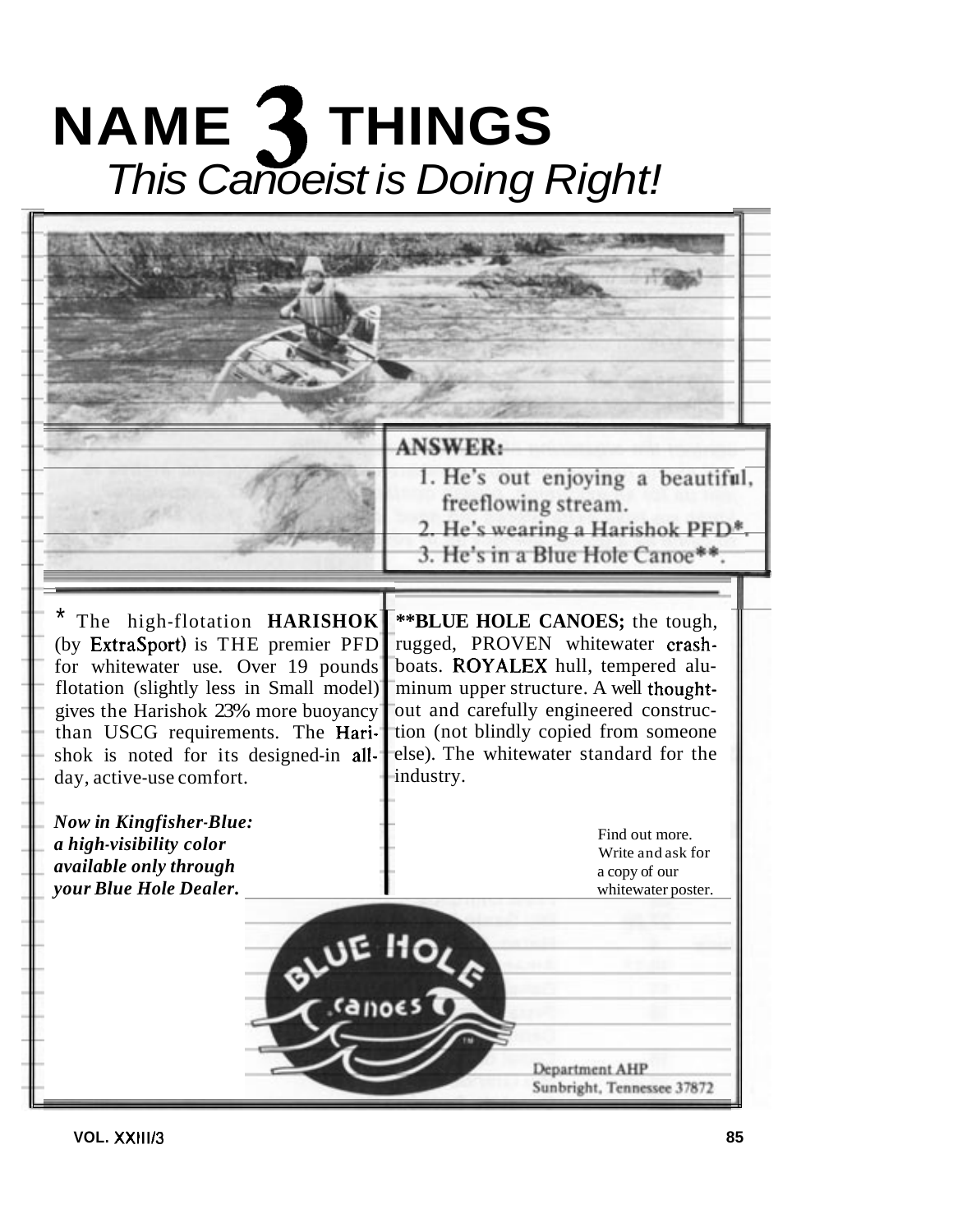# NAME 3 THINGS

## *This Canoeist is Doing Right!*

**ANSWER:**

1. He's out enjoying a beautiful, freeflowing stream.
2. He's wearing a Harishok PFD*.
3. He's in a Blue Hole Canoe**.

\* The high-flotation **HARISHOK** (by ExtraSport) is THE premier PFD for whitewater use. Over 19 pounds flotation (slightly less in Small model) gives the Harishok 23% more buoyancy than USCG requirements. The Harishok is noted for its designed-in all-day, active-use comfort.

***Now in Kingfisher-Blue: a high-visibility color available only through your Blue Hole Dealer.***

**\*\*BLUE HOLE CANOES;** the tough, rugged, PROVEN whitewater crash-boats. ROYALEX hull, tempered aluminum upper structure. A well thought-out and carefully engineered construction (not blindly copied from someone else). The whitewater standard for the industry.

Find out more. Write and ask for a copy of our whitewater poster.

BLUE HOLE canoes

Department AHP
Sunbright, Tennessee 37872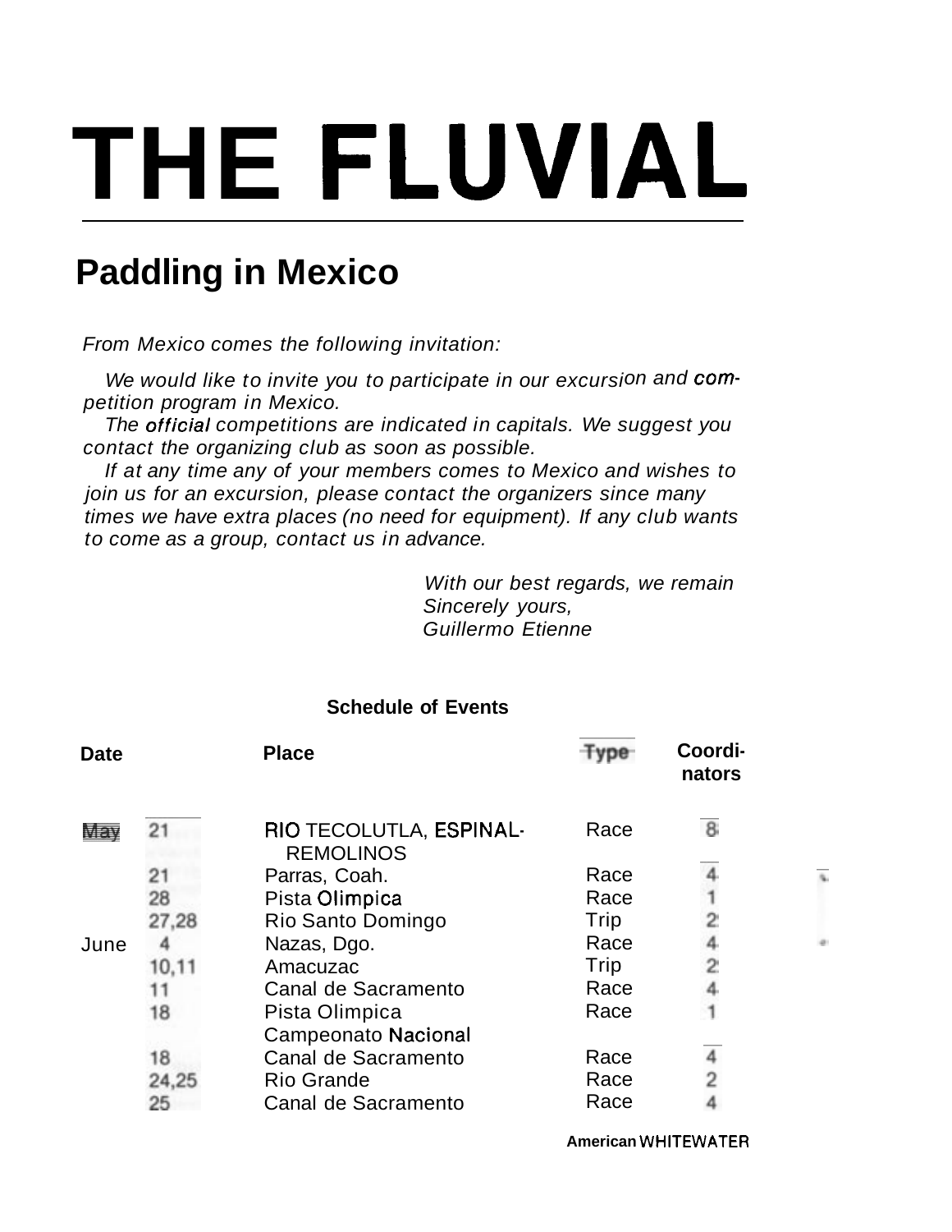# THE FLUVIAL

## Paddling in Mexico

*From Mexico comes the following invitation:*

*We would like to invite you to participate in our excursion and competition program in Mexico.*

*The official competitions are indicated in capitals. We suggest you contact the organizing club as soon as possible.*

*If at any time any of your members comes to Mexico and wishes to join us for an excursion, please contact the organizers since many times we have extra places (no need for equipment). If any club wants to come as a group, contact us in advance.*

*With our best regards, we remain*
*Sincerely yours,*
*Guillermo Etienne*

**Schedule of Events**

| Date | | Place | Type | Coordinators |
|---|---|---|---|---|
| May | 21 | RIO TECOLUTLA, ESPINAL-REMOLINOS | Race | 8 |
| | 21 | Parras, Coah. | Race | 4 |
| | 28 | Pista Olimpica | Race | 1 |
| | 27,28 | Rio Santo Domingo | Trip | 2 |
| June | 4 | Nazas, Dgo. | Race | 4 |
| | 10,11 | Amacuzac | Trip | 2 |
| | 11 | Canal de Sacramento | Race | 4 |
| | 18 | Pista Olimpica Campeonato Nacional | Race | 1 |
| | 18 | Canal de Sacramento | Race | 4 |
| | 24,25 | Rio Grande | Race | 2 |
| | 25 | Canal de Sacramento | Race | 4 |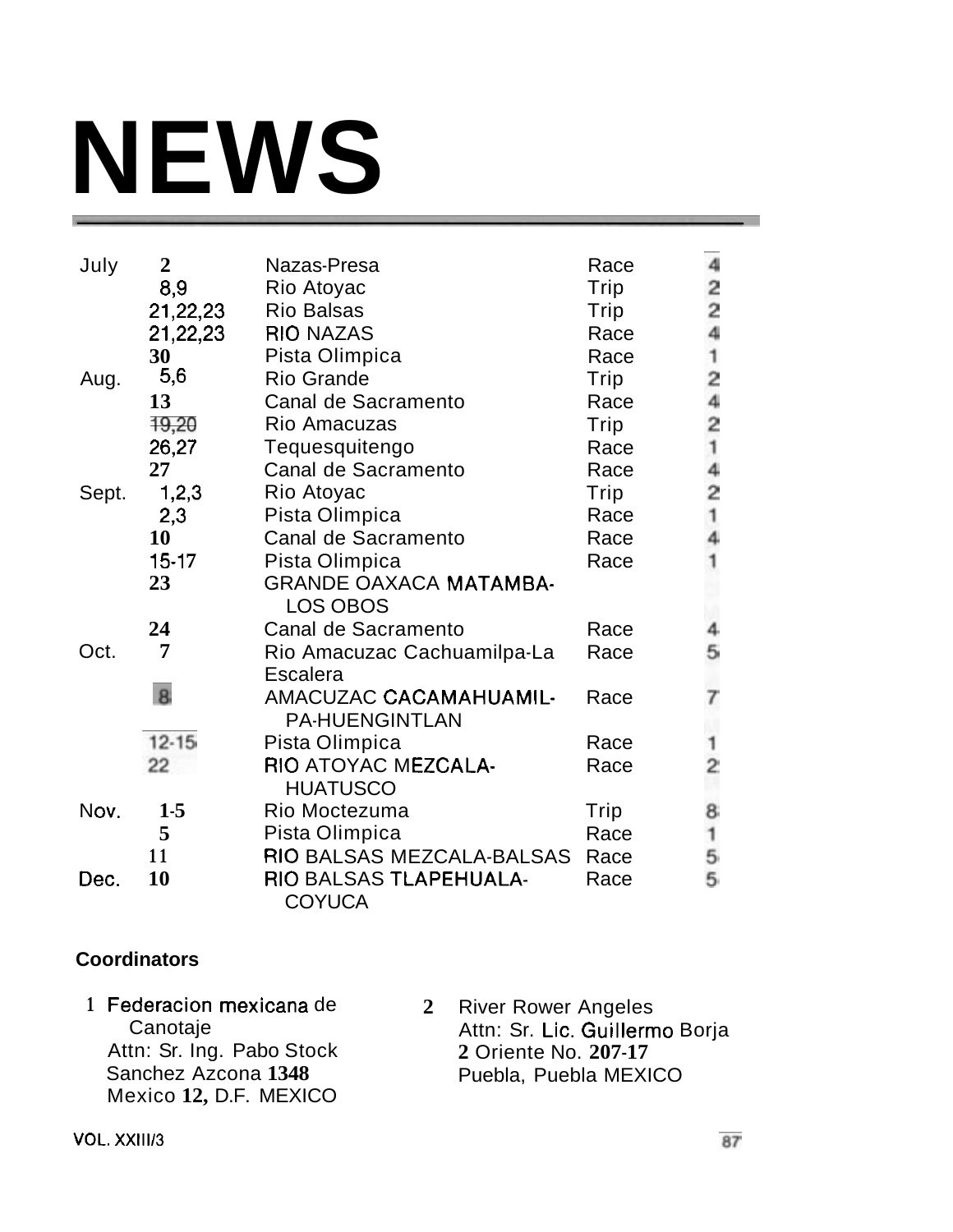# NEWS

| Month | Date | Location | Type | Coordinator |
|---|---|---|---|---|
| July | 2 | Nazas-Presa | Race | 4 |
| | 8,9 | Rio Atoyac | Trip | 2 |
| | 21,22,23 | Rio Balsas | Trip | 2 |
| | 21,22,23 | RIO NAZAS | Race | 4 |
| | 30 | Pista Olimpica | Race | 1 |
| Aug. | 5,6 | Rio Grande | Trip | 2 |
| | 13 | Canal de Sacramento | Race | 4 |
| | 19,20 | Rio Amacuzas | Trip | 2 |
| | 26,27 | Tequesquitengo | Race | 1 |
| | 27 | Canal de Sacramento | Race | 4 |
| Sept. | 1,2,3 | Rio Atoyac | Trip | 2 |
| | 2,3 | Pista Olimpica | Race | 1 |
| | 10 | Canal de Sacramento | Race | 4 |
| | 15-17 | Pista Olimpica | Race | 1 |
| | 23 | GRANDE OAXACA MATAMBA-LOS OBOS | | |
| | 24 | Canal de Sacramento | Race | 4 |
| Oct. | 7 | Rio Amacuzac Cachuamilpa-La Escalera | Race | 5 |
| | 8 | AMACUZAC CACAMAHUAMIL-PA-HUENGINTLAN | Race | 7 |
| | 12-15 | Pista Olimpica | Race | 1 |
| | 22 | RIO ATOYAC MEZCALA-HUATUSCO | Race | 2 |
| Nov. | 1-5 | Rio Moctezuma | Trip | 8 |
| | 5 | Pista Olimpica | Race | 1 |
| | 11 | RIO BALSAS MEZCALA-BALSAS | Race | 5 |
| Dec. | 10 | RIO BALSAS TLAPEHUALA-COYUCA | Race | 5 |

**Coordinators**

1 Federacion mexicana de Canotaje
Attn: Sr. Ing. Pabo Stock
Sanchez Azcona 1348
Mexico 12, D.F. MEXICO

2 River Rower Angeles
Attn: Sr. Lic. Guillermo Borja
2 Oriente No. 207-17
Puebla, Puebla MEXICO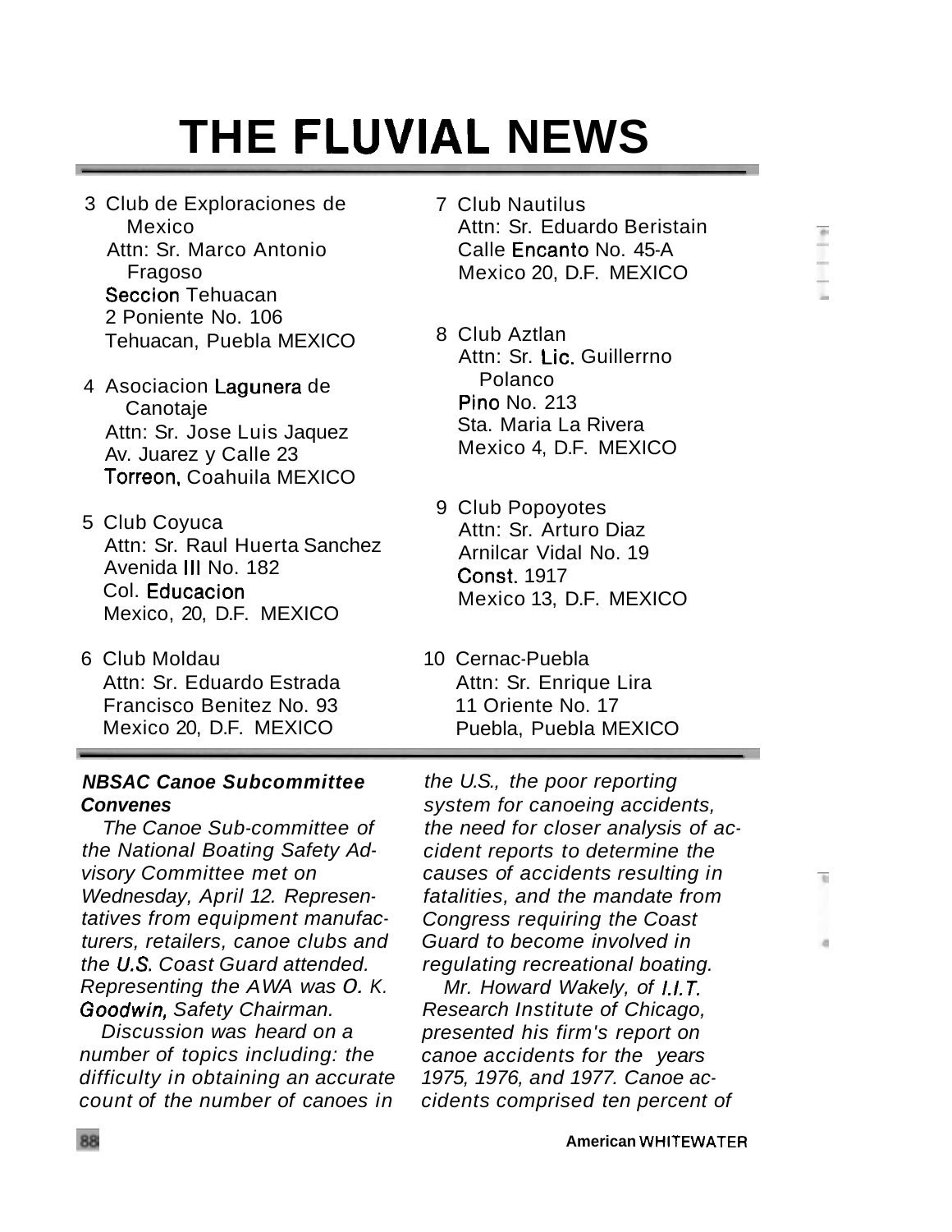# THE FLUVIAL NEWS

3 Club de Exploraciones de Mexico
Attn: Sr. Marco Antonio Fragoso
Seccion Tehuacan
2 Poniente No. 106
Tehuacan, Puebla MEXICO

4 Asociacion Lagunera de Canotaje
Attn: Sr. Jose Luis Jaquez
Av. Juarez y Calle 23
Torreon, Coahuila MEXICO

5 Club Coyuca
Attn: Sr. Raul Huerta Sanchez
Avenida III No. 182
Col. Educacion
Mexico, 20, D.F. MEXICO

6 Club Moldau
Attn: Sr. Eduardo Estrada
Francisco Benitez No. 93
Mexico 20, D.F. MEXICO

7 Club Nautilus
Attn: Sr. Eduardo Beristain
Calle Encanto No. 45-A
Mexico 20, D.F. MEXICO

8 Club Aztlan
Attn: Sr. Lic. Guillerrno Polanco
Pino No. 213
Sta. Maria La Rivera
Mexico 4, D.F. MEXICO

9 Club Popoyotes
Attn: Sr. Arturo Diaz
Arnilcar Vidal No. 19
Const. 1917
Mexico 13, D.F. MEXICO

10 Cernac-Puebla
Attn: Sr. Enrique Lira
11 Oriente No. 17
Puebla, Puebla MEXICO

***NBSAC Canoe Subcommittee Convenes***

*The Canoe Sub-committee of the National Boating Safety Advisory Committee met on Wednesday, April 12. Representatives from equipment manufacturers, retailers, canoe clubs and the U.S. Coast Guard attended. Representing the AWA was O. K. Goodwin, Safety Chairman.*

*Discussion was heard on a number of topics including: the difficulty in obtaining an accurate count of the number of canoes in the U.S., the poor reporting system for canoeing accidents, the need for closer analysis of accident reports to determine the causes of accidents resulting in fatalities, and the mandate from Congress requiring the Coast Guard to become involved in regulating recreational boating.*

*Mr. Howard Wakely, of I.I.T. Research Institute of Chicago, presented his firm's report on canoe accidents for the years 1975, 1976, and 1977. Canoe accidents comprised ten percent of*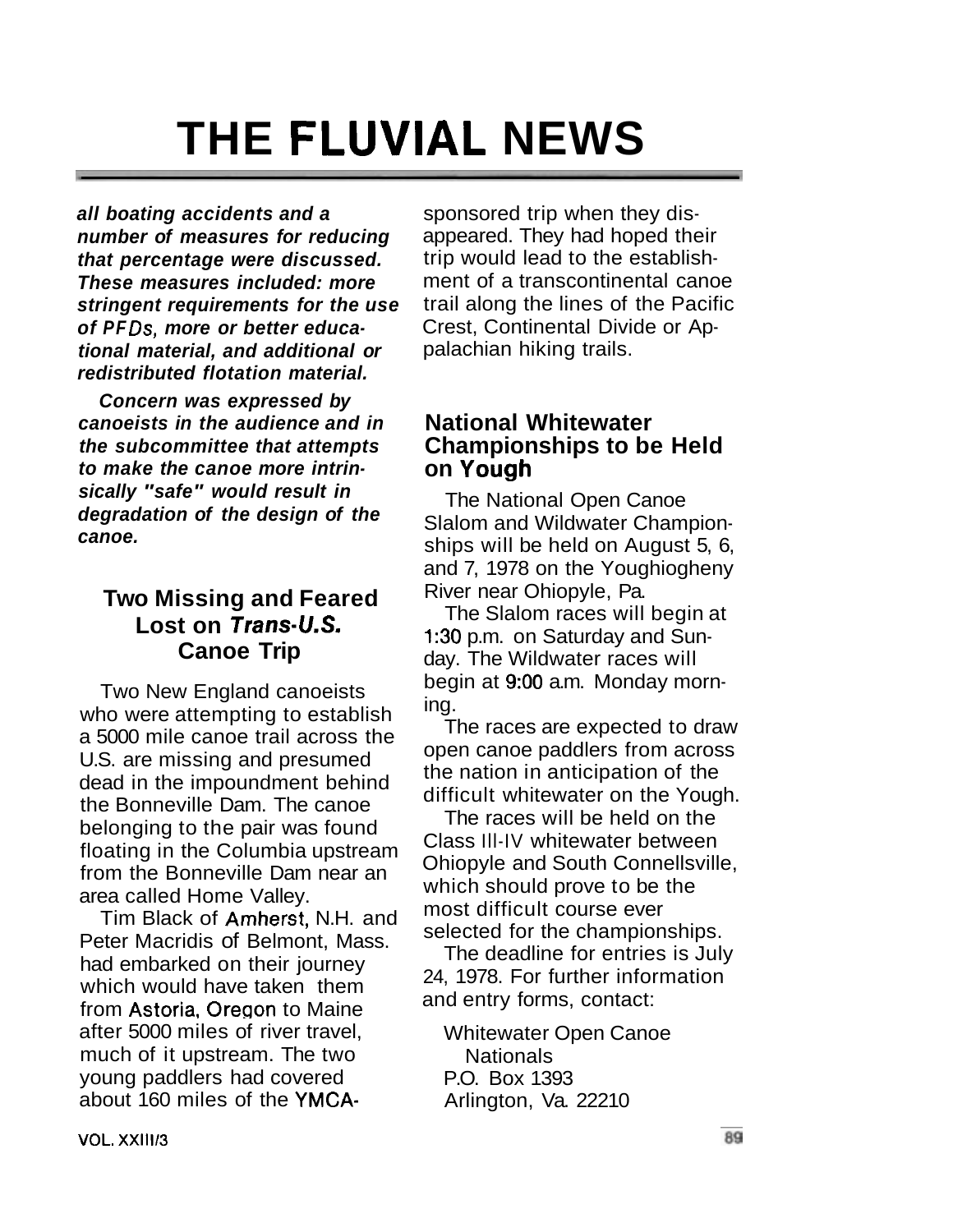# THE FLUVIAL NEWS

***all boating accidents and a number of measures for reducing that percentage were discussed. These measures included: more stringent requirements for the use of PFDs, more or better educational material, and additional or redistributed flotation material.***

***Concern was expressed by canoeists in the audience and in the subcommittee that attempts to make the canoe more intrinsically "safe" would result in degradation of the design of the canoe.***

## Two Missing and Feared Lost on *Trans-U.S.* Canoe Trip

Two New England canoeists who were attempting to establish a 5000 mile canoe trail across the U.S. are missing and presumed dead in the impoundment behind the Bonneville Dam. The canoe belonging to the pair was found floating in the Columbia upstream from the Bonneville Dam near an area called Home Valley.

Tim Black of Amherst, N.H. and Peter Macridis of Belmont, Mass. had embarked on their journey which would have taken them from Astoria, Oregon to Maine after 5000 miles of river travel, much of it upstream. The two young paddlers had covered about 160 miles of the YMCA-sponsored trip when they disappeared. They had hoped their trip would lead to the establishment of a transcontinental canoe trail along the lines of the Pacific Crest, Continental Divide or Appalachian hiking trails.

## National Whitewater Championships to be Held on Yough

The National Open Canoe Slalom and Wildwater Championships will be held on August 5, 6, and 7, 1978 on the Youghiogheny River near Ohiopyle, Pa.

The Slalom races will begin at 1:30 p.m. on Saturday and Sunday. The Wildwater races will begin at 9:00 a.m. Monday morning.

The races are expected to draw open canoe paddlers from across the nation in anticipation of the difficult whitewater on the Yough.

The races will be held on the Class III-IV whitewater between Ohiopyle and South Connellsville, which should prove to be the most difficult course ever selected for the championships.

The deadline for entries is July 24, 1978. For further information and entry forms, contact:

Whitewater Open Canoe Nationals
P.O. Box 1393
Arlington, Va. 22210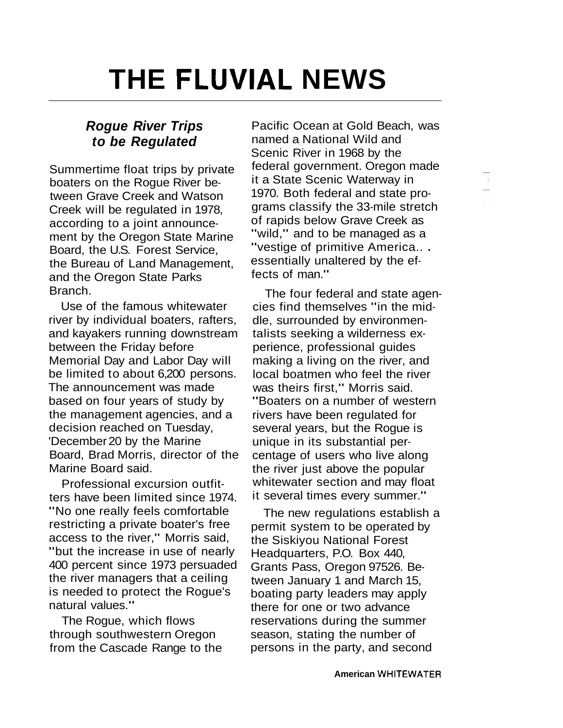# THE FLUVIAL NEWS

### *Rogue River Trips to be Regulated*

Summertime float trips by private boaters on the Rogue River between Grave Creek and Watson Creek will be regulated in 1978, according to a joint announcement by the Oregon State Marine Board, the U.S. Forest Service, the Bureau of Land Management, and the Oregon State Parks Branch.

Use of the famous whitewater river by individual boaters, rafters, and kayakers running downstream between the Friday before Memorial Day and Labor Day will be limited to about 6,200 persons. The announcement was made based on four years of study by the management agencies, and a decision reached on Tuesday, 'December 20 by the Marine Board, Brad Morris, director of the Marine Board said.

Professional excursion outfitters have been limited since 1974. "No one really feels comfortable restricting a private boater's free access to the river," Morris said, "but the increase in use of nearly 400 percent since 1973 persuaded the river managers that a ceiling is needed to protect the Rogue's natural values."

The Rogue, which flows through southwestern Oregon from the Cascade Range to the Pacific Ocean at Gold Beach, was named a National Wild and Scenic River in 1968 by the federal government. Oregon made it a State Scenic Waterway in 1970. Both federal and state programs classify the 33-mile stretch of rapids below Grave Creek as "wild," and to be managed as a "vestige of primitive America.. . essentially unaltered by the effects of man."

The four federal and state agencies find themselves "in the middle, surrounded by environmentalists seeking a wilderness experience, professional guides making a living on the river, and local boatmen who feel the river was theirs first," Morris said. "Boaters on a number of western rivers have been regulated for several years, but the Rogue is unique in its substantial percentage of users who live along the river just above the popular whitewater section and may float it several times every summer."

The new regulations establish a permit system to be operated by the Siskiyou National Forest Headquarters, P.O. Box 440, Grants Pass, Oregon 97526. Between January 1 and March 15, boating party leaders may apply there for one or two advance reservations during the summer season, stating the number of persons in the party, and second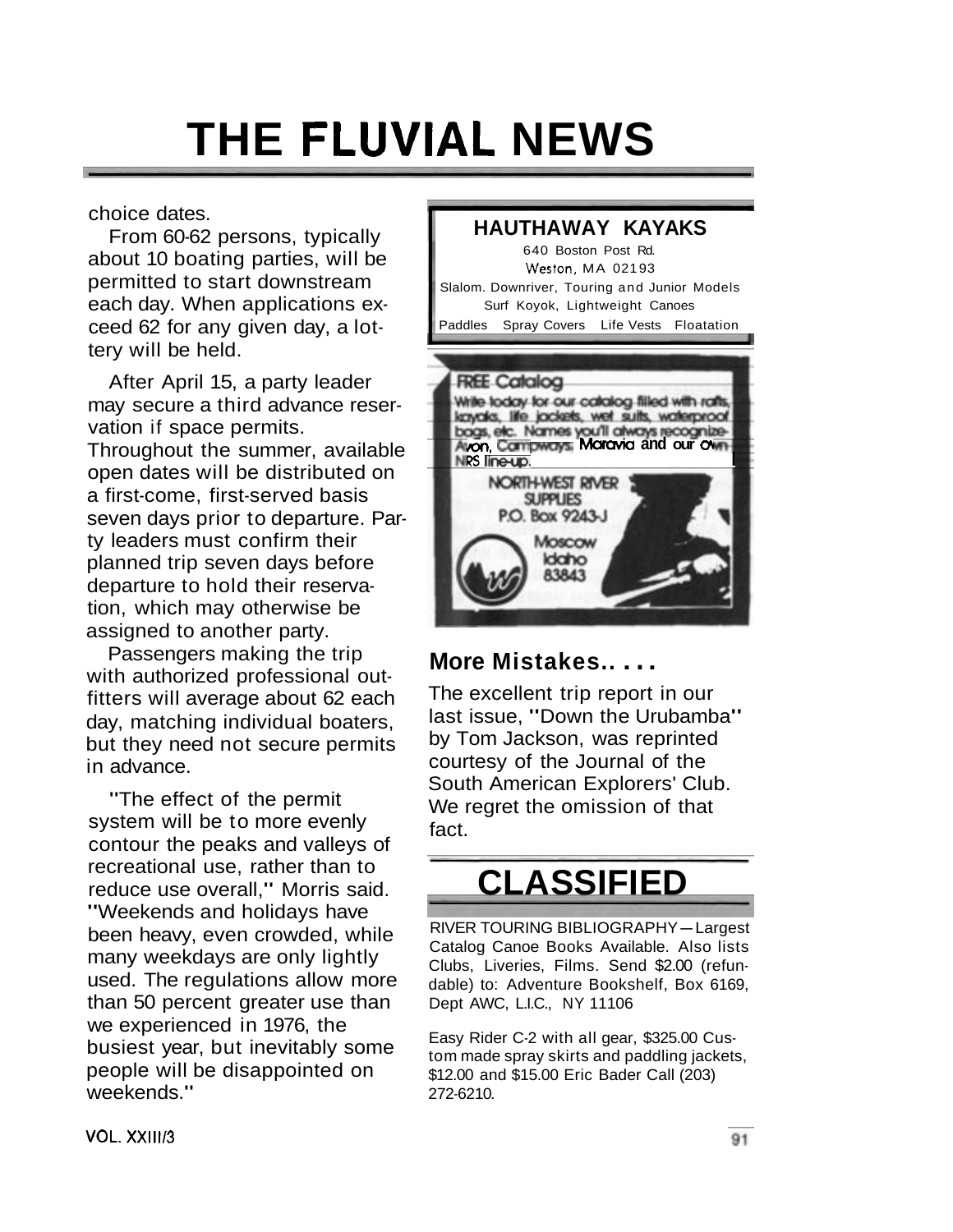# THE FLUVIAL NEWS

choice dates.

From 60-62 persons, typically about 10 boating parties, will be permitted to start downstream each day. When applications exceed 62 for any given day, a lottery will be held.

After April 15, a party leader may secure a third advance reservation if space permits. Throughout the summer, available open dates will be distributed on a first-come, first-served basis seven days prior to departure. Party leaders must confirm their planned trip seven days before departure to hold their reservation, which may otherwise be assigned to another party.

Passengers making the trip with authorized professional outfitters will average about 62 each day, matching individual boaters, but they need not secure permits in advance.

"The effect of the permit system will be to more evenly contour the peaks and valleys of recreational use, rather than to reduce use overall," Morris said. "Weekends and holidays have been heavy, even crowded, while many weekdays are only lightly used. The regulations allow more than 50 percent greater use than we experienced in 1976, the busiest year, but inevitably some people will be disappointed on weekends."

**HAUTHAWAY KAYAKS**
640 Boston Post Rd.
Weston, MA 02193
Slalom. Downriver, Touring and Junior Models
Surf Koyok, Lightweight Canoes
Paddles Spray Covers Life Vests Floatation

FREE Catalog
Write today for our catalog filled with rafts, kayaks, life jackets, wet suits, waterproof bags, etc. Names you'll always recognize- Avon, Campways, Maravia and our own NRS line-up.
NORTH-WEST RIVER SUPPLIES
P.O. Box 9243-J
Moscow
Idaho
83843

## More Mistakes.. . . .

The excellent trip report in our last issue, "Down the Urubamba" by Tom Jackson, was reprinted courtesy of the Journal of the South American Explorers' Club. We regret the omission of that fact.

## CLASSIFIED

RIVER TOURING BIBLIOGRAPHY—Largest Catalog Canoe Books Available. Also lists Clubs, Liveries, Films. Send $2.00 (refundable) to: Adventure Bookshelf, Box 6169, Dept AWC, L.I.C., NY 11106

Easy Rider C-2 with all gear, $325.00 Custom made spray skirts and paddling jackets, $12.00 and $15.00 Eric Bader Call (203) 272-6210.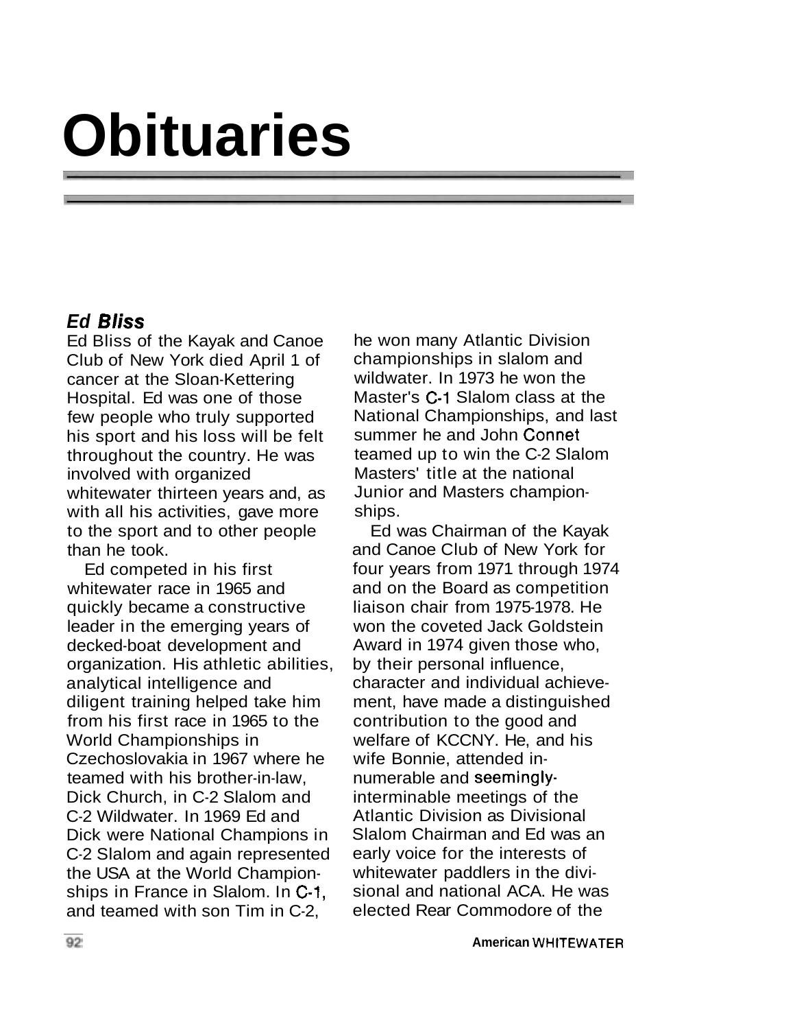# Obituaries

### *Ed Bliss*

Ed Bliss of the Kayak and Canoe Club of New York died April 1 of cancer at the Sloan-Kettering Hospital. Ed was one of those few people who truly supported his sport and his loss will be felt throughout the country. He was involved with organized whitewater thirteen years and, as with all his activities, gave more to the sport and to other people than he took.

Ed competed in his first whitewater race in 1965 and quickly became a constructive leader in the emerging years of decked-boat development and organization. His athletic abilities, analytical intelligence and diligent training helped take him from his first race in 1965 to the World Championships in Czechoslovakia in 1967 where he teamed with his brother-in-law, Dick Church, in C-2 Slalom and C-2 Wildwater. In 1969 Ed and Dick were National Champions in C-2 Slalom and again represented the USA at the World Championships in France in Slalom. In C-1, and teamed with son Tim in C-2, he won many Atlantic Division championships in slalom and wildwater. In 1973 he won the Master's C-1 Slalom class at the National Championships, and last summer he and John Connet teamed up to win the C-2 Slalom Masters' title at the national Junior and Masters championships.

Ed was Chairman of the Kayak and Canoe Club of New York for four years from 1971 through 1974 and on the Board as competition liaison chair from 1975-1978. He won the coveted Jack Goldstein Award in 1974 given those who, by their personal influence, character and individual achievement, have made a distinguished contribution to the good and welfare of KCCNY. He, and his wife Bonnie, attended innumerable and seemingly-interminable meetings of the Atlantic Division as Divisional Slalom Chairman and Ed was an early voice for the interests of whitewater paddlers in the divisional and national ACA. He was elected Rear Commodore of the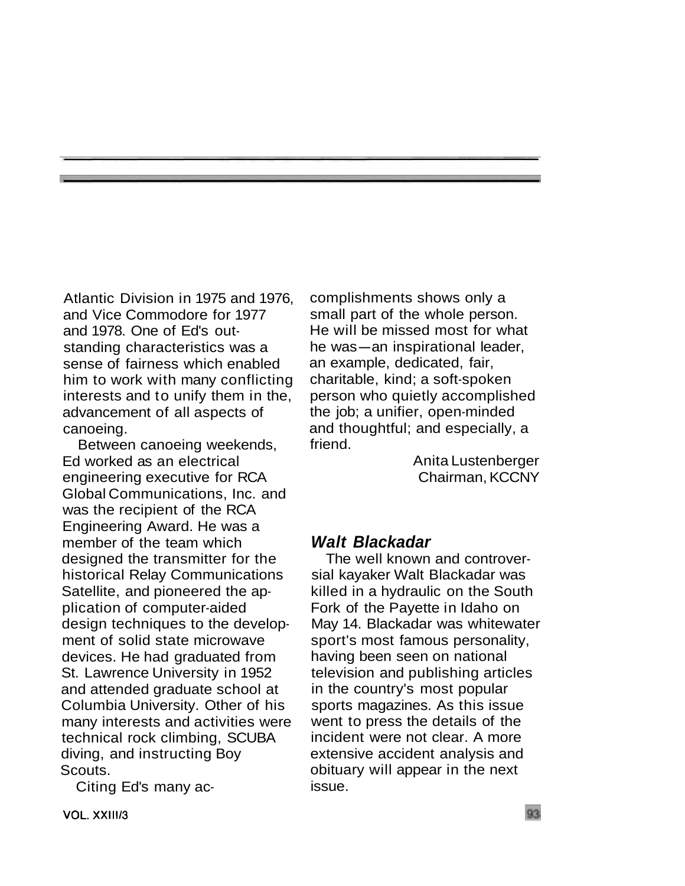Atlantic Division in 1975 and 1976, and Vice Commodore for 1977 and 1978. One of Ed's outstanding characteristics was a sense of fairness which enabled him to work with many conflicting interests and to unify them in the, advancement of all aspects of canoeing.

Between canoeing weekends, Ed worked as an electrical engineering executive for RCA Global Communications, Inc. and was the recipient of the RCA Engineering Award. He was a member of the team which designed the transmitter for the historical Relay Communications Satellite, and pioneered the application of computer-aided design techniques to the development of solid state microwave devices. He had graduated from St. Lawrence University in 1952 and attended graduate school at Columbia University. Other of his many interests and activities were technical rock climbing, SCUBA diving, and instructing Boy Scouts.

Citing Ed's many accomplishments shows only a small part of the whole person. He will be missed most for what he was—an inspirational leader, an example, dedicated, fair, charitable, kind; a soft-spoken person who quietly accomplished the job; a unifier, open-minded and thoughtful; and especially, a friend.

Anita Lustenberger
Chairman, KCCNY

### *Walt Blackadar*

The well known and controversial kayaker Walt Blackadar was killed in a hydraulic on the South Fork of the Payette in Idaho on May 14. Blackadar was whitewater sport's most famous personality, having been seen on national television and publishing articles in the country's most popular sports magazines. As this issue went to press the details of the incident were not clear. A more extensive accident analysis and obituary will appear in the next issue.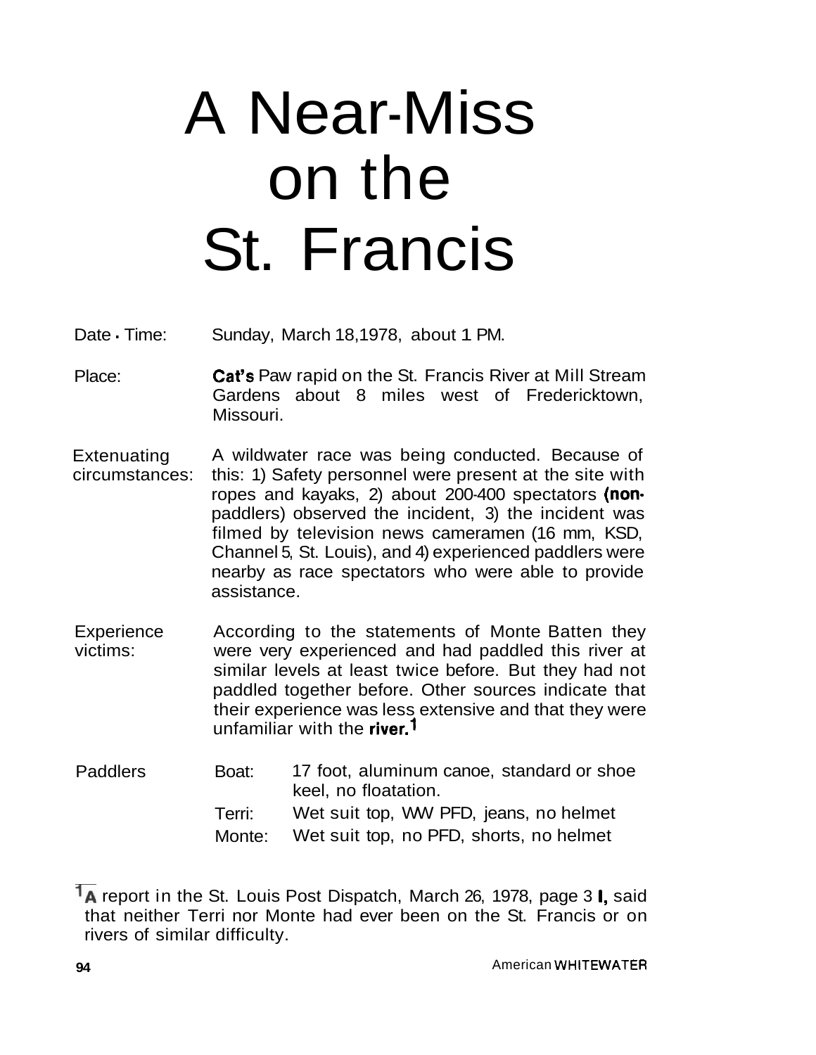# A Near-Miss on the St. Francis

**Date - Time:** Sunday, March 18,1978, about 1 PM.

**Place:** Cat's Paw rapid on the St. Francis River at Mill Stream Gardens about 8 miles west of Fredericktown, Missouri.

**Extenuating circumstances:** A wildwater race was being conducted. Because of this: 1) Safety personnel were present at the site with ropes and kayaks, 2) about 200-400 spectators (non-paddlers) observed the incident, 3) the incident was filmed by television news cameramen (16 mm, KSD, Channel 5, St. Louis), and 4) experienced paddlers were nearby as race spectators who were able to provide assistance.

**Experience victims:** According to the statements of Monte Batten they were very experienced and had paddled this river at similar levels at least twice before. But they had not paddled together before. Other sources indicate that their experience was less extensive and that they were unfamiliar with the river.[1]

**Paddlers**

| | |
|---|---|
| Boat: | 17 foot, aluminum canoe, standard or shoe keel, no floatation. |
| Terri: | Wet suit top, WW PFD, jeans, no helmet |
| Monte: | Wet suit top, no PFD, shorts, no helmet |

[1] A report in the St. Louis Post Dispatch, March 26, 1978, page 3 I, said that neither Terri nor Monte had ever been on the St. Francis or on rivers of similar difficulty.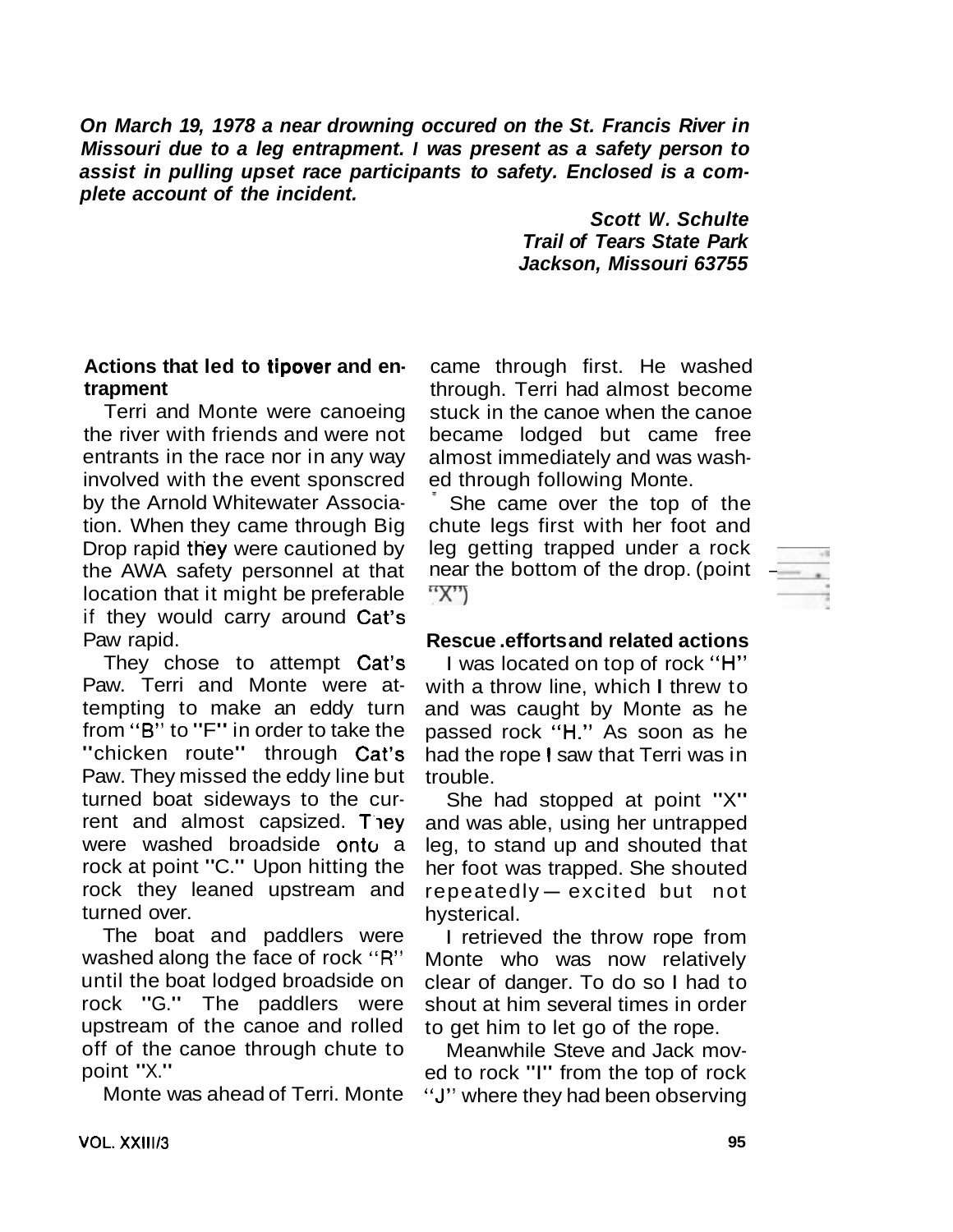***On March 19, 1978 a near drowning occured on the St. Francis River in Missouri due to a leg entrapment. I was present as a safety person to assist in pulling upset race participants to safety. Enclosed is a complete account of the incident.***

***Scott W. Schulte***
***Trail of Tears State Park***
***Jackson, Missouri 63755***

**Actions that led to tipover and entrapment**

Terri and Monte were canoeing the river with friends and were not entrants in the race nor in any way involved with the event sponscred by the Arnold Whitewater Association. When they came through Big Drop rapid they were cautioned by the AWA safety personnel at that location that it might be preferable if they would carry around Cat's Paw rapid.

They chose to attempt Cat's Paw. Terri and Monte were attempting to make an eddy turn from "B" to "F" in order to take the "chicken route" through Cat's Paw. They missed the eddy line but turned boat sideways to the current and almost capsized. They were washed broadside onto a rock at point "C." Upon hitting the rock they leaned upstream and turned over.

The boat and paddlers were washed along the face of rock "R" until the boat lodged broadside on rock "G." The paddlers were upstream of the canoe and rolled off of the canoe through chute to point "X."

Monte was ahead of Terri. Monte came through first. He washed through. Terri had almost become stuck in the canoe when the canoe became lodged but came free almost immediately and was washed through following Monte.

She came over the top of the chute legs first with her foot and leg getting trapped under a rock near the bottom of the drop. (point "X")

**Rescue efforts and related actions**

I was located on top of rock "H" with a throw line, which I threw to and was caught by Monte as he passed rock "H." As soon as he had the rope I saw that Terri was in trouble.

She had stopped at point "X" and was able, using her untrapped leg, to stand up and shouted that her foot was trapped. She shouted repeatedly — excited but not hysterical.

I retrieved the throw rope from Monte who was now relatively clear of danger. To do so I had to shout at him several times in order to get him to let go of the rope.

Meanwhile Steve and Jack moved to rock "I" from the top of rock "J" where they had been observing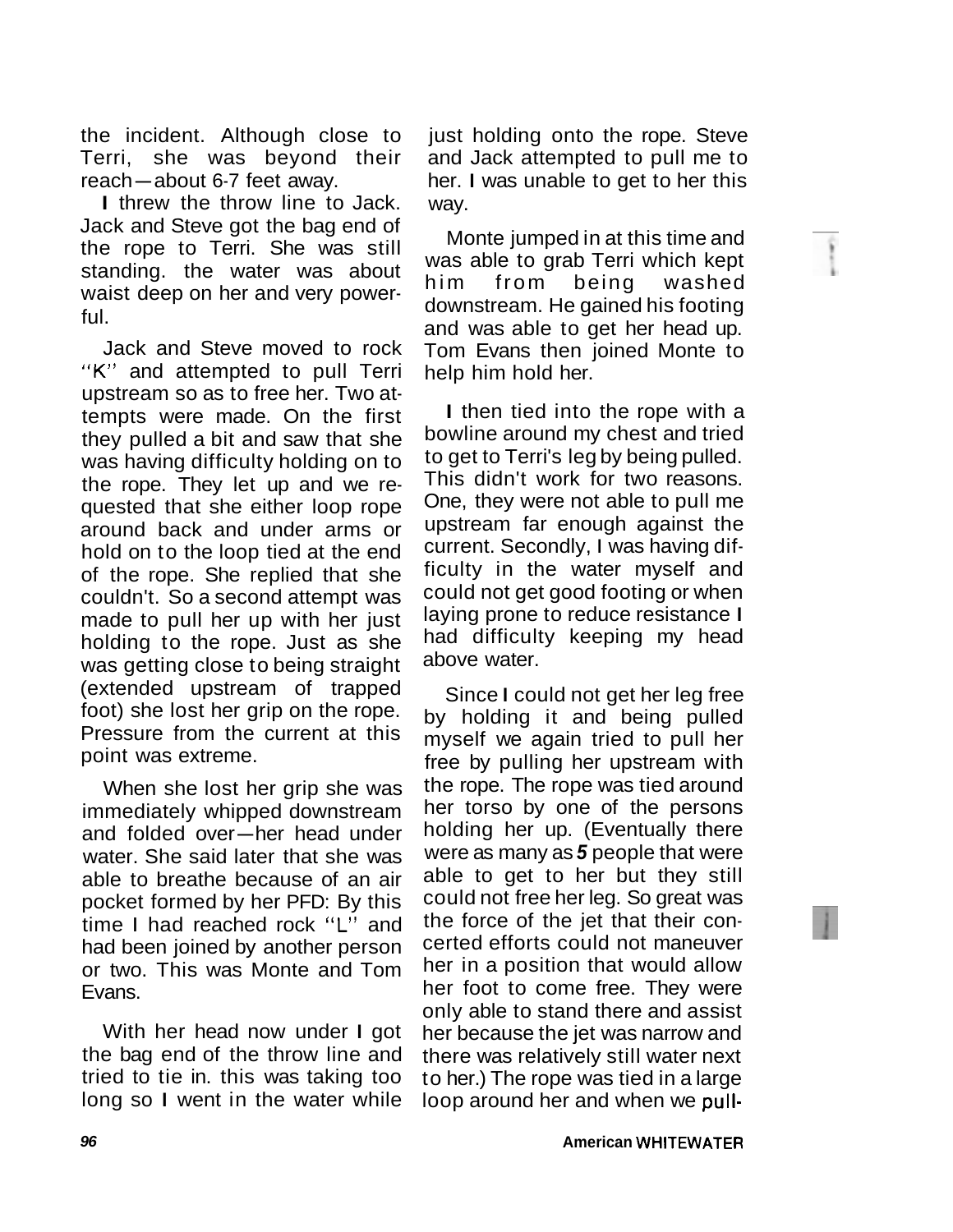the incident. Although close to Terri, she was beyond their reach—about 6-7 feet away.

I threw the throw line to Jack. Jack and Steve got the bag end of the rope to Terri. She was still standing. the water was about waist deep on her and very powerful.

Jack and Steve moved to rock ''K'' and attempted to pull Terri upstream so as to free her. Two attempts were made. On the first they pulled a bit and saw that she was having difficulty holding on to the rope. They let up and we requested that she either loop rope around back and under arms or hold on to the loop tied at the end of the rope. She replied that she couldn't. So a second attempt was made to pull her up with her just holding to the rope. Just as she was getting close to being straight (extended upstream of trapped foot) she lost her grip on the rope. Pressure from the current at this point was extreme.

When she lost her grip she was immediately whipped downstream and folded over—her head under water. She said later that she was able to breathe because of an air pocket formed by her PFD: By this time I had reached rock ''L'' and had been joined by another person or two. This was Monte and Tom Evans.

With her head now under I got the bag end of the throw line and tried to tie in. this was taking too long so I went in the water while just holding onto the rope. Steve and Jack attempted to pull me to her. I was unable to get to her this way.

Monte jumped in at this time and was able to grab Terri which kept him from being washed downstream. He gained his footing and was able to get her head up. Tom Evans then joined Monte to help him hold her.

I then tied into the rope with a bowline around my chest and tried to get to Terri's leg by being pulled. This didn't work for two reasons. One, they were not able to pull me upstream far enough against the current. Secondly, I was having difficulty in the water myself and could not get good footing or when laying prone to reduce resistance I had difficulty keeping my head above water.

Since I could not get her leg free by holding it and being pulled myself we again tried to pull her free by pulling her upstream with the rope. The rope was tied around her torso by one of the persons holding her up. (Eventually there were as many as ***5*** people that were able to get to her but they still could not free her leg. So great was the force of the jet that their concerted efforts could not maneuver her in a position that would allow her foot to come free. They were only able to stand there and assist her because the jet was narrow and there was relatively still water next to her.) The rope was tied in a large loop around her and when we pull-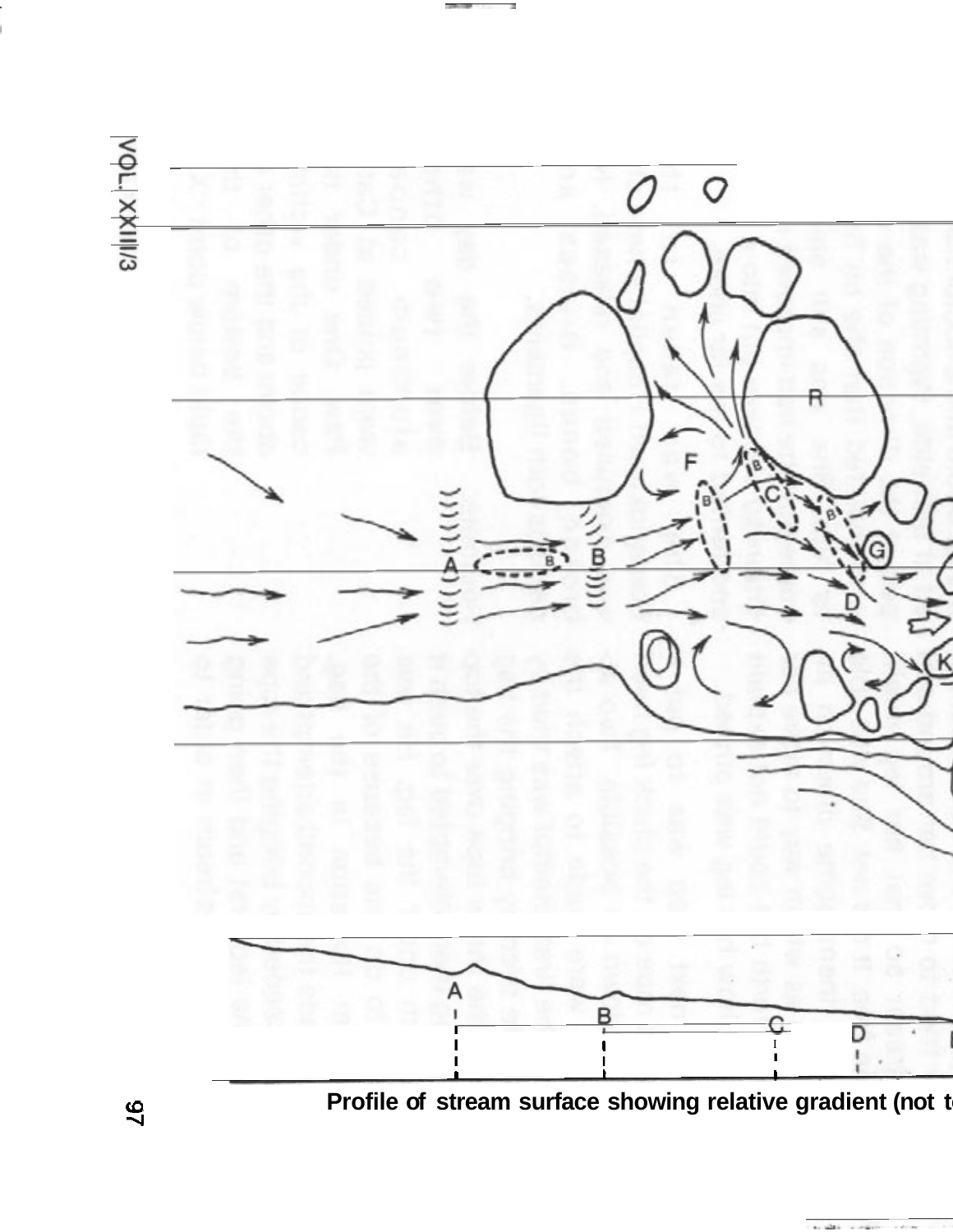Profile of stream surface showing relative gradient (not t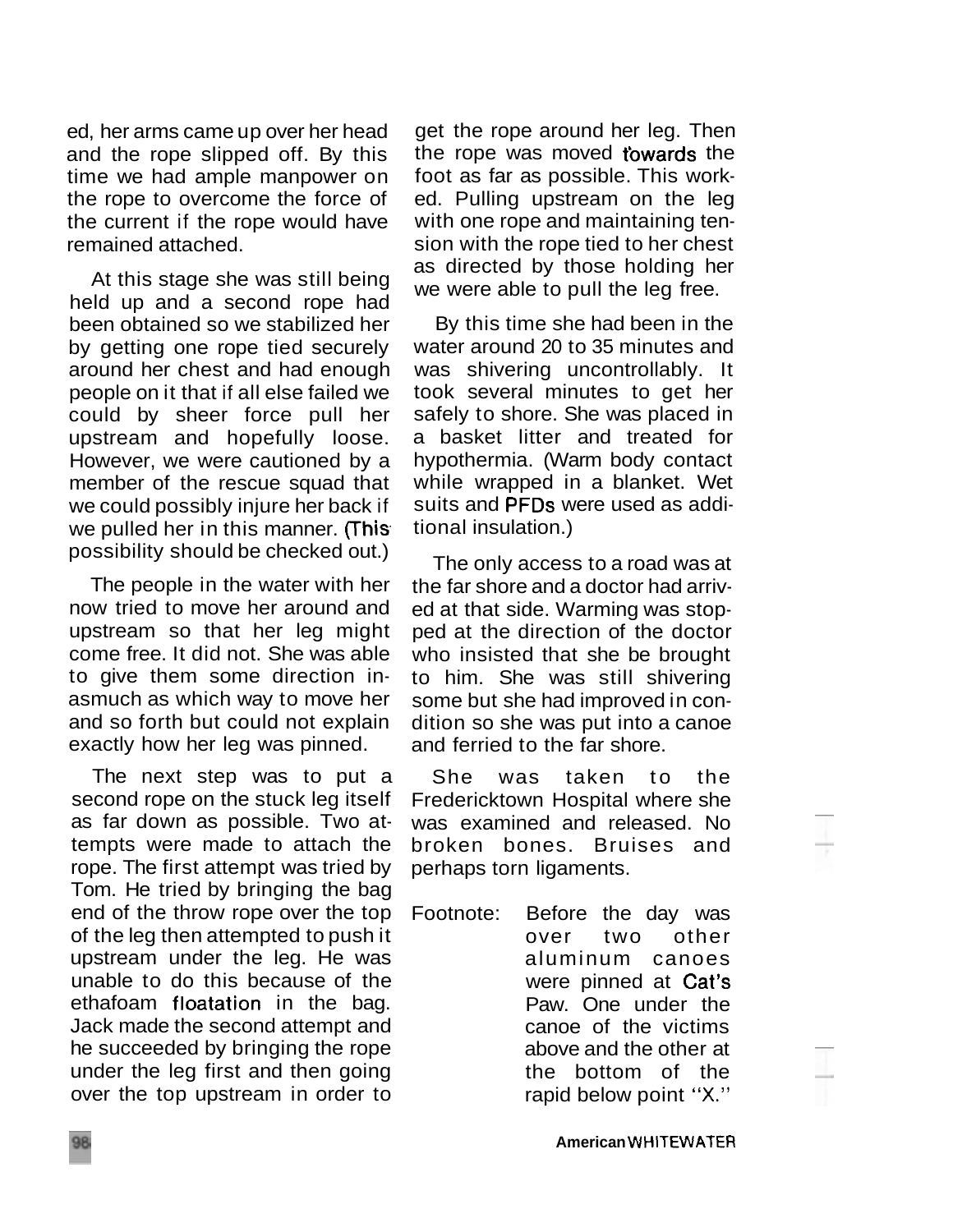ed, her arms came up over her head and the rope slipped off. By this time we had ample manpower on the rope to overcome the force of the current if the rope would have remained attached.

At this stage she was still being held up and a second rope had been obtained so we stabilized her by getting one rope tied securely around her chest and had enough people on it that if all else failed we could by sheer force pull her upstream and hopefully loose. However, we were cautioned by a member of the rescue squad that we could possibly injure her back if we pulled her in this manner. (This possibility should be checked out.)

The people in the water with her now tried to move her around and upstream so that her leg might come free. It did not. She was able to give them some direction inasmuch as which way to move her and so forth but could not explain exactly how her leg was pinned.

The next step was to put a second rope on the stuck leg itself as far down as possible. Two attempts were made to attach the rope. The first attempt was tried by Tom. He tried by bringing the bag end of the throw rope over the top of the leg then attempted to push it upstream under the leg. He was unable to do this because of the ethafoam floatation in the bag. Jack made the second attempt and he succeeded by bringing the rope under the leg first and then going over the top upstream in order to get the rope around her leg. Then the rope was moved towards the foot as far as possible. This worked. Pulling upstream on the leg with one rope and maintaining tension with the rope tied to her chest as directed by those holding her we were able to pull the leg free.

By this time she had been in the water around 20 to 35 minutes and was shivering uncontrollably. It took several minutes to get her safely to shore. She was placed in a basket litter and treated for hypothermia. (Warm body contact while wrapped in a blanket. Wet suits and PFDs were used as additional insulation.)

The only access to a road was at the far shore and a doctor had arrived at that side. Warming was stopped at the direction of the doctor who insisted that she be brought to him. She was still shivering some but she had improved in condition so she was put into a canoe and ferried to the far shore.

She was taken to the Fredericktown Hospital where she was examined and released. No broken bones. Bruises and perhaps torn ligaments.

Footnote: Before the day was over two other aluminum canoes were pinned at Cat's Paw. One under the canoe of the victims above and the other at the bottom of the rapid below point "X."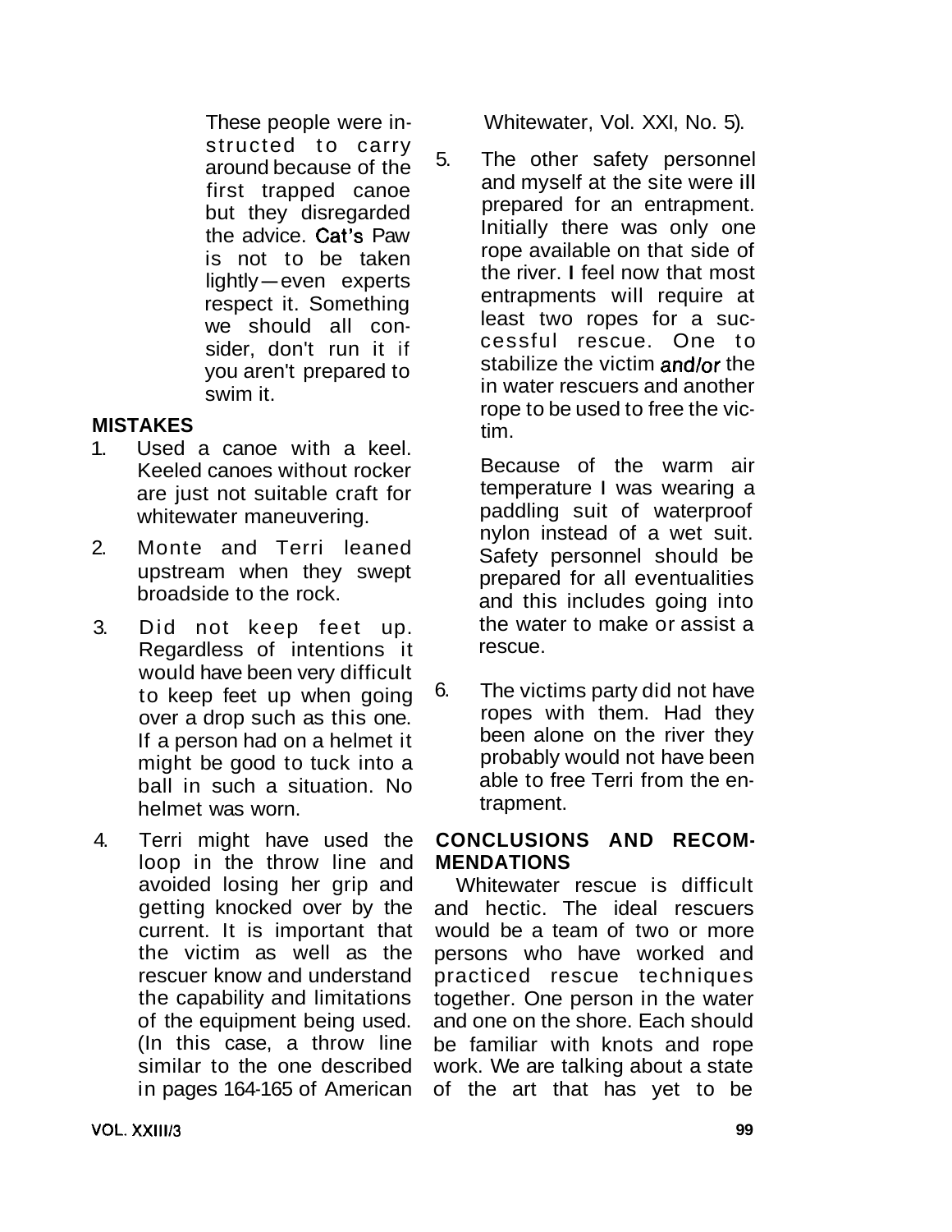These people were instructed to carry around because of the first trapped canoe but they disregarded the advice. Cat's Paw is not to be taken lightly—even experts respect it. Something we should all consider, don't run it if you aren't prepared to swim it.

**MISTAKES**

1. Used a canoe with a keel. Keeled canoes without rocker are just not suitable craft for whitewater maneuvering.

2. Monte and Terri leaned upstream when they swept broadside to the rock.

3. Did not keep feet up. Regardless of intentions it would have been very difficult to keep feet up when going over a drop such as this one. If a person had on a helmet it might be good to tuck into a ball in such a situation. No helmet was worn.

4. Terri might have used the loop in the throw line and avoided losing her grip and getting knocked over by the current. It is important that the victim as well as the rescuer know and understand the capability and limitations of the equipment being used. (In this case, a throw line similar to the one described in pages 164-165 of American Whitewater, Vol. XXI, No. 5).

5. The other safety personnel and myself at the site were ill prepared for an entrapment. Initially there was only one rope available on that side of the river. I feel now that most entrapments will require at least two ropes for a successful rescue. One to stabilize the victim and/or the in water rescuers and another rope to be used to free the victim.

   Because of the warm air temperature I was wearing a paddling suit of waterproof nylon instead of a wet suit. Safety personnel should be prepared for all eventualities and this includes going into the water to make or assist a rescue.

6. The victims party did not have ropes with them. Had they been alone on the river they probably would not have been able to free Terri from the entrapment.

**CONCLUSIONS AND RECOMMENDATIONS**

Whitewater rescue is difficult and hectic. The ideal rescuers would be a team of two or more persons who have worked and practiced rescue techniques together. One person in the water and one on the shore. Each should be familiar with knots and rope work. We are talking about a state of the art that has yet to be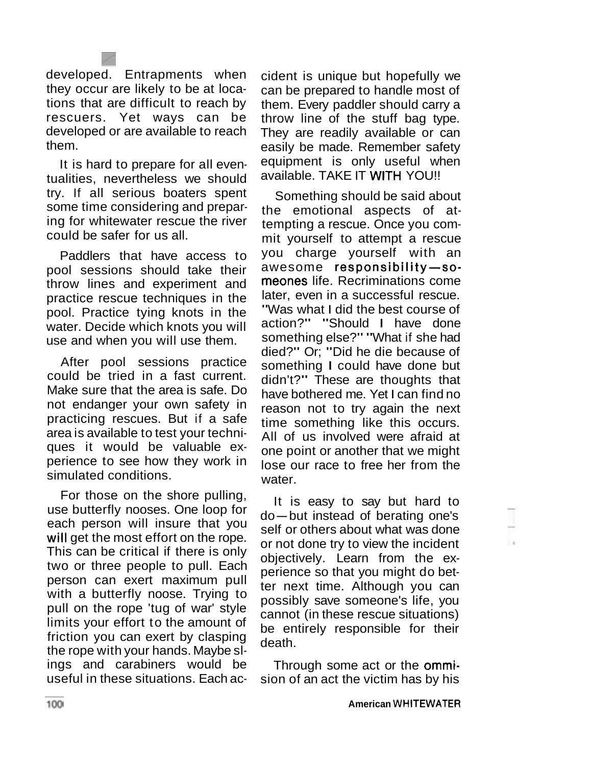developed. Entrapments when they occur are likely to be at locations that are difficult to reach by rescuers. Yet ways can be developed or are available to reach them.

It is hard to prepare for all eventualities, nevertheless we should try. If all serious boaters spent some time considering and preparing for whitewater rescue the river could be safer for us all.

Paddlers that have access to pool sessions should take their throw lines and experiment and practice rescue techniques in the pool. Practice tying knots in the water. Decide which knots you will use and when you will use them.

After pool sessions practice could be tried in a fast current. Make sure that the area is safe. Do not endanger your own safety in practicing rescues. But if a safe area is available to test your techniques it would be valuable experience to see how they work in simulated conditions.

For those on the shore pulling, use butterfly nooses. One loop for each person will insure that you will get the most effort on the rope. This can be critical if there is only two or three people to pull. Each person can exert maximum pull with a butterfly noose. Trying to pull on the rope 'tug of war' style limits your effort to the amount of friction you can exert by clasping the rope with your hands. Maybe slings and carabiners would be useful in these situations. Each accident is unique but hopefully we can be prepared to handle most of them. Every paddler should carry a throw line of the stuff bag type. They are readily available or can easily be made. Remember safety equipment is only useful when available. TAKE IT WITH YOU!!

Something should be said about the emotional aspects of attempting a rescue. Once you commit yourself to attempt a rescue you charge yourself with an awesome responsibility—someones life. Recriminations come later, even in a successful rescue. "Was what I did the best course of action?" "Should I have done something else?" "What if she had died?" Or; "Did he die because of something I could have done but didn't?" These are thoughts that have bothered me. Yet I can find no reason not to try again the next time something like this occurs. All of us involved were afraid at one point or another that we might lose our race to free her from the water.

It is easy to say but hard to do—but instead of berating one's self or others about what was done or not done try to view the incident objectively. Learn from the experience so that you might do better next time. Although you can possibly save someone's life, you cannot (in these rescue situations) be entirely responsible for their death.

Through some act or the ommission of an act the victim has by his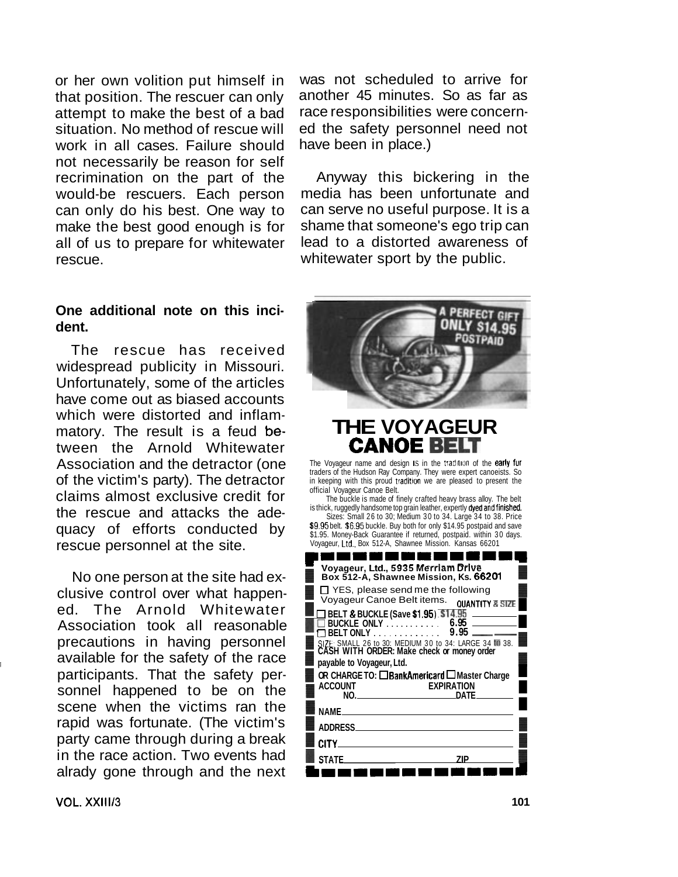or her own volition put himself in that position. The rescuer can only attempt to make the best of a bad situation. No method of rescue will work in all cases. Failure should not necessarily be reason for self recrimination on the part of the would-be rescuers. Each person can only do his best. One way to make the best good enough is for all of us to prepare for whitewater rescue.

**One additional note on this incident.**

The rescue has received widespread publicity in Missouri. Unfortunately, some of the articles have come out as biased accounts which were distorted and inflammatory. The result is a feud between the Arnold Whitewater Association and the detractor (one of the victim's party). The detractor claims almost exclusive credit for the rescue and attacks the adequacy of efforts conducted by rescue personnel at the site.

No one person at the site had exclusive control over what happened. The Arnold Whitewater Association took all reasonable precautions in having personnel available for the safety of the race participants. That the safety personnel happened to be on the scene when the victims ran the rapid was fortunate. (The victim's party came through during a break in the race action. Two events had alrady gone through and the next was not scheduled to arrive for another 45 minutes. So as far as race responsibilities were concerned the safety personnel need not have been in place.)

Anyway this bickering in the media has been unfortunate and can serve no useful purpose. It is a shame that someone's ego trip can lead to a distorted awareness of whitewater sport by the public.

A PERFECT GIFT ONLY $14.95 POSTPAID

# THE VOYAGEUR CANOE BELT

The Voyageur name and design is in the tradition of the early fur traders of the Hudson Ray Company. They were expert canoeists. So in keeping with this proud tradition we are pleased to present the official Voyageur Canoe Belt.

The buckle is made of finely crafted heavy brass alloy. The belt is thick, ruggedly handsome top grain leather, expertly dyed and finished. Sizes: Small 26 to 30; Medium 30 to 34. Large 34 to 38. Price $9.95 belt. $6.95 buckle. Buy both for only $14.95 postpaid and save $1.95. Money-Back Guarantee if returned, postpaid. within 30 days. Voyageur, Ltd., Box 512-A, Shawnee Mission. Kansas 66201

**Voyageur, Ltd., 5935 Merriam Drive**
**Box 512-A, Shawnee Mission, Ks. 66201**

☐ YES, please send me the following Voyageur Canoe Belt items. **QUANTITY & SIZE**

☐ **BELT & BUCKLE (Save $1.95)** $14.95 ________
☐ **BUCKLE ONLY** .......... 6.95 ________
☐ **BELT ONLY** ............ 9.95 ________

SIZE: SMALL 26 to 30: MEDIUM 30 to 34: LARGE 34 to 38.

**CASH WITH ORDER: Make check or money order payable to Voyageur, Ltd.**

**OR CHARGE TO:** ☐ **BankAmericard** ☐ **Master Charge**

**ACCOUNT NO.** ________ **EXPIRATION DATE** ________

**NAME** ________

**ADDRESS** ________

**CITY** ________

**STATE** ________ **ZIP** ________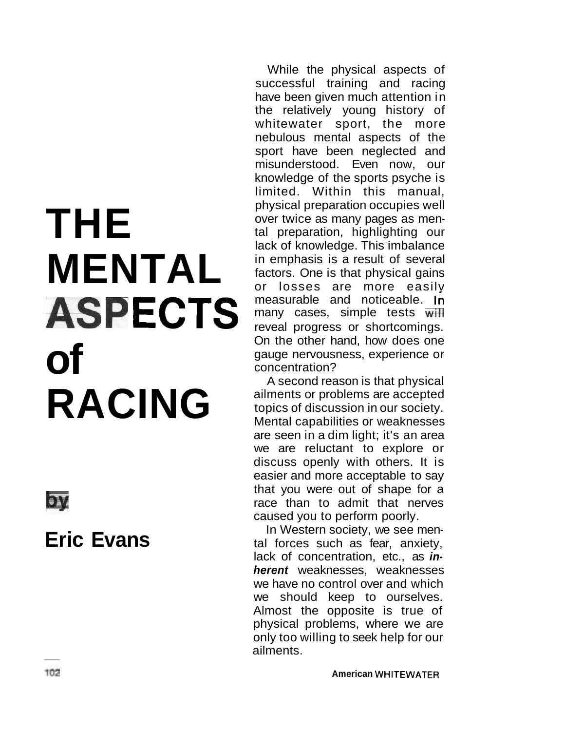# THE MENTAL ASPECTS of RACING

**by**

## Eric Evans

While the physical aspects of successful training and racing have been given much attention in the relatively young history of whitewater sport, the more nebulous mental aspects of the sport have been neglected and misunderstood. Even now, our knowledge of the sports psyche is limited. Within this manual, physical preparation occupies well over twice as many pages as mental preparation, highlighting our lack of knowledge. This imbalance in emphasis is a result of several factors. One is that physical gains or losses are more easily measurable and noticeable. In many cases, simple tests will reveal progress or shortcomings. On the other hand, how does one gauge nervousness, experience or concentration?

A second reason is that physical ailments or problems are accepted topics of discussion in our society. Mental capabilities or weaknesses are seen in a dim light; it's an area we are reluctant to explore or discuss openly with others. It is easier and more acceptable to say that you were out of shape for a race than to admit that nerves caused you to perform poorly.

In Western society, we see mental forces such as fear, anxiety, lack of concentration, etc., as ***inherent*** weaknesses, weaknesses we have no control over and which we should keep to ourselves. Almost the opposite is true of physical problems, where we are only too willing to seek help for our ailments.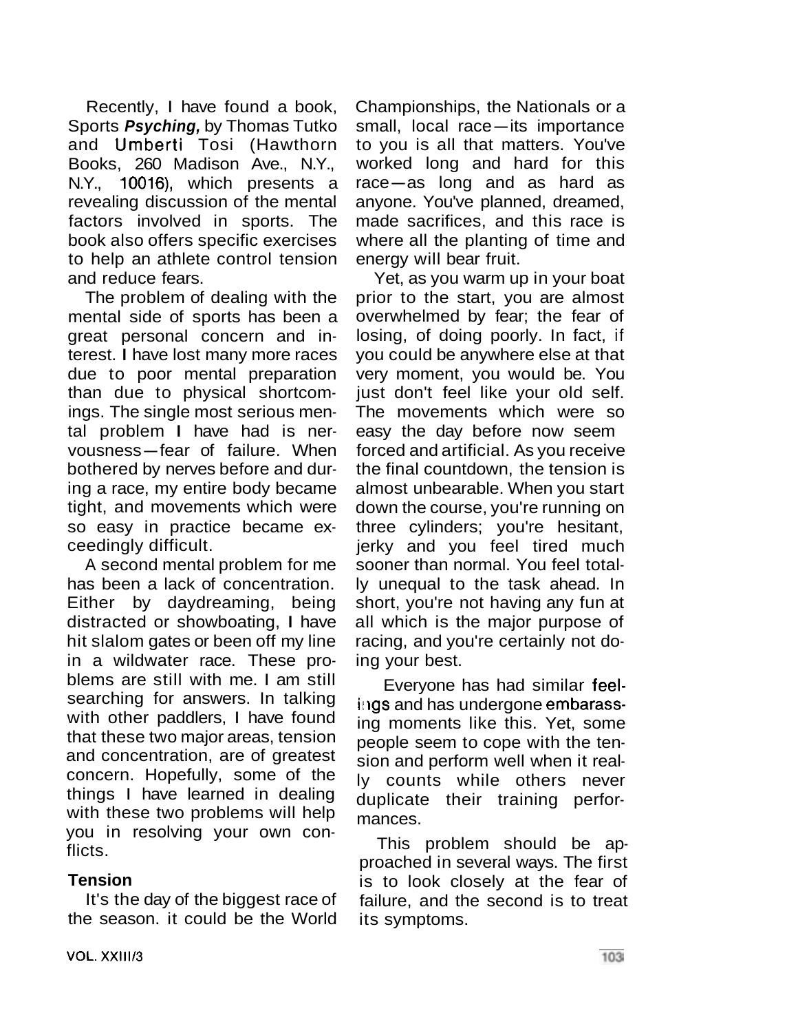Recently, I have found a book, Sports ***Psyching,*** by Thomas Tutko and Umberti Tosi (Hawthorn Books, 260 Madison Ave., N.Y., N.Y., 10016), which presents a revealing discussion of the mental factors involved in sports. The book also offers specific exercises to help an athlete control tension and reduce fears.

The problem of dealing with the mental side of sports has been a great personal concern and interest. I have lost many more races due to poor mental preparation than due to physical shortcomings. The single most serious mental problem I have had is nervousness—fear of failure. When bothered by nerves before and during a race, my entire body became tight, and movements which were so easy in practice became exceedingly difficult.

A second mental problem for me has been a lack of concentration. Either by daydreaming, being distracted or showboating, I have hit slalom gates or been off my line in a wildwater race. These problems are still with me. I am still searching for answers. In talking with other paddlers, I have found that these two major areas, tension and concentration, are of greatest concern. Hopefully, some of the things I have learned in dealing with these two problems will help you in resolving your own conflicts.

**Tension**

It's the day of the biggest race of the season. it could be the World Championships, the Nationals or a small, local race—its importance to you is all that matters. You've worked long and hard for this race—as long and as hard as anyone. You've planned, dreamed, made sacrifices, and this race is where all the planting of time and energy will bear fruit.

Yet, as you warm up in your boat prior to the start, you are almost overwhelmed by fear; the fear of losing, of doing poorly. In fact, if you could be anywhere else at that very moment, you would be. You just don't feel like your old self. The movements which were so easy the day before now seem forced and artificial. As you receive the final countdown, the tension is almost unbearable. When you start down the course, you're running on three cylinders; you're hesitant, jerky and you feel tired much sooner than normal. You feel totally unequal to the task ahead. In short, you're not having any fun at all which is the major purpose of racing, and you're certainly not doing your best.

Everyone has had similar feelings and has undergone embarassing moments like this. Yet, some people seem to cope with the tension and perform well when it really counts while others never duplicate their training performances.

This problem should be approached in several ways. The first is to look closely at the fear of failure, and the second is to treat its symptoms.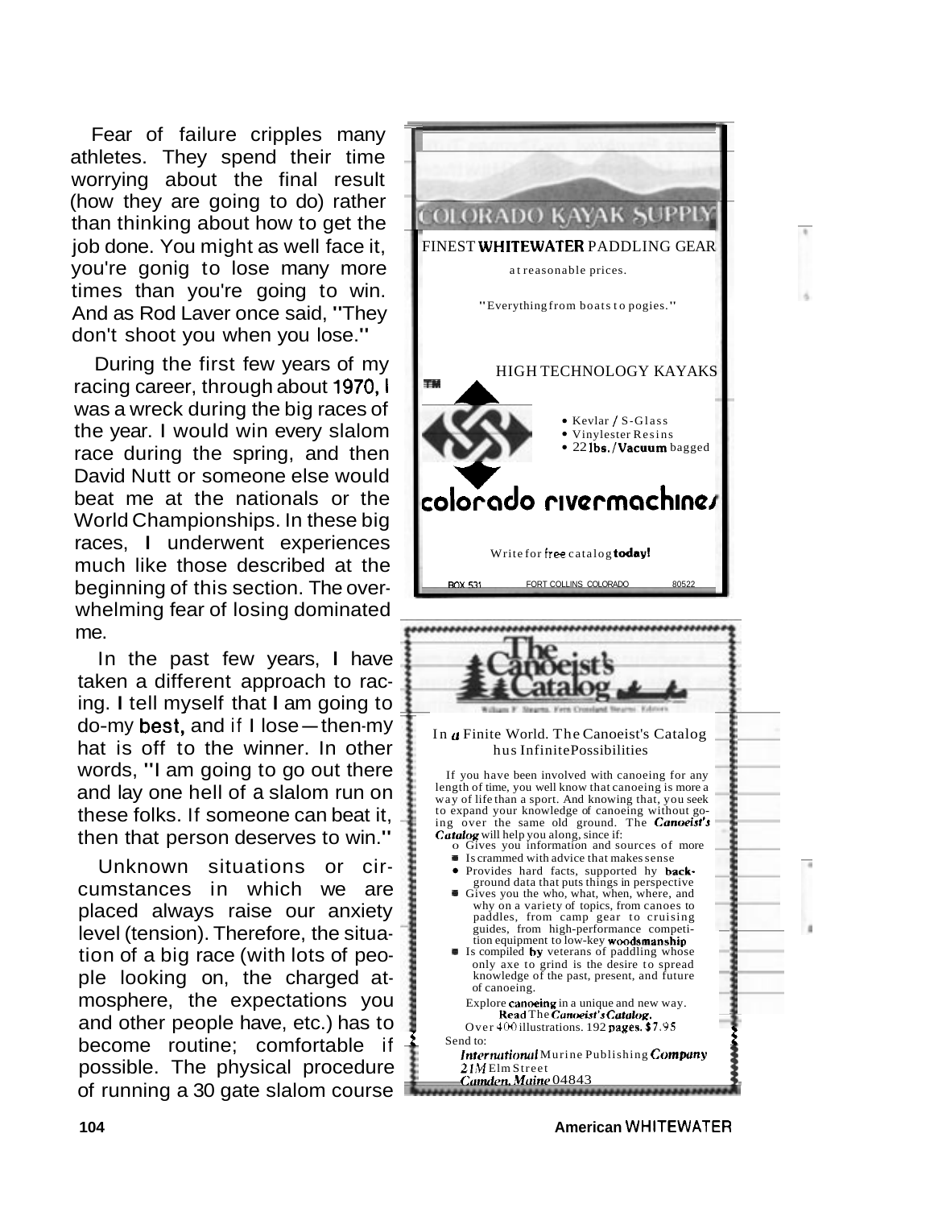Fear of failure cripples many athletes. They spend their time worrying about the final result (how they are going to do) rather than thinking about how to get the job done. You might as well face it, you're gonig to lose many more times than you're going to win. And as Rod Laver once said, "They don't shoot you when you lose."

During the first few years of my racing career, through about 1970, I was a wreck during the big races of the year. I would win every slalom race during the spring, and then David Nutt or someone else would beat me at the nationals or the World Championships. In these big races, I underwent experiences much like those described at the beginning of this section. The overwhelming fear of losing dominated me.

In the past few years, I have taken a different approach to racing. I tell myself that I am going to do-my best, and if I lose—then-my hat is off to the winner. In other words, "I am going to go out there and lay one hell of a slalom run on these folks. If someone can beat it, then that person deserves to win."

Unknown situations or circumstances in which we are placed always raise our anxiety level (tension). Therefore, the situation of a big race (with lots of people looking on, the charged atmosphere, the expectations you and other people have, etc.) has to become routine; comfortable if possible. The physical procedure of running a 30 gate slalom course

---

COLORADO KAYAK SUPPLY

FINEST **WHITEWATER** PADDLING GEAR

at reasonable prices.

"Everything from boats to pogies."

HIGH TECHNOLOGY KAYAKS

TM

- Kevlar / S-Glass
- Vinylester Resins
- 22 **lbs./Vacuum** bagged

**colorado rivermachines**

Write for free catalog **today!**

BOX 531 FORT COLLINS COLORADO 80522

---

**The Canoeist's Catalog**

William F. Stearns, Fern Crosland Stearns, Editors

In a Finite World. The Canoeist's Catalog has Infinite Possibilities

If you have been involved with canoeing for any length of time, you well know that canoeing is more a way of life than a sport. And knowing that, you seek to expand your knowledge of canoeing without going over the same old ground. The ***Canoeist's Catalog*** will help you along, since if:

- Gives you information and sources of more
- Is crammed with advice that makes sense
- Provides hard facts, supported by background data that puts things in perspective
- Gives you the who, what, when, where, and why on a variety of topics, from canoes to paddles, from camp gear to cruising guides, from high-performance competition equipment to low-key **woodsmanship**
- Is compiled **by** veterans of paddling whose only axe to grind is the desire to spread knowledge of the past, present, and future of canoeing.

Explore **canoeing** in a unique and new way.
**Read** The ***Canoeist's Catalog.***
Over 400 illustrations. 192 **pages. $**7.95

Send to:
***International*** Murine Publishing ***Company***
*21M* Elm Street
*Camden, Maine* 04843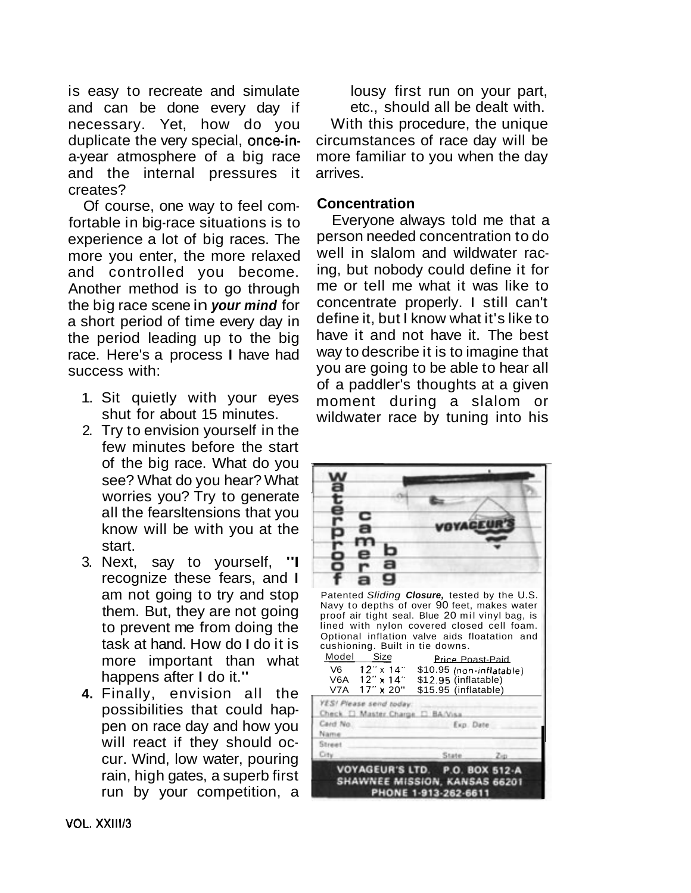is easy to recreate and simulate and can be done every day if necessary. Yet, how do you duplicate the very special, once-in-a-year atmosphere of a big race and the internal pressures it creates?

Of course, one way to feel comfortable in big-race situations is to experience a lot of big races. The more you enter, the more relaxed and controlled you become. Another method is to go through the big race scene in ***your mind*** for a short period of time every day in the period leading up to the big race. Here's a process I have had success with:

1. Sit quietly with your eyes shut for about 15 minutes.
2. Try to envision yourself in the few minutes before the start of the big race. What do you see? What do you hear? What worries you? Try to generate all the fears/tensions that you know will be with you at the start.
3. Next, say to yourself, "I recognize these fears, and I am not going to try and stop them. But, they are not going to prevent me from doing the task at hand. How do I do it is more important than what happens after I do it."
4. Finally, envision all the possibilities that could happen on race day and how you will react if they should occur. Wind, low water, pouring rain, high gates, a superb first run by your competition, a lousy first run on your part, etc., should all be dealt with.

With this procedure, the unique circumstances of race day will be more familiar to you when the day arrives.

### Concentration

Everyone always told me that a person needed concentration to do well in slalom and wildwater racing, but nobody could define it for me or tell me what it was like to concentrate properly. I still can't define it, but I know what it's like to have it and not have it. The best way to describe it is to imagine that you are going to be able to hear all of a paddler's thoughts at a given moment during a slalom or wildwater race by tuning into his

---

**waterproof camera bag**

Patented *Sliding* ***Closure,*** tested by the U.S. Navy to depths of over 90 feet, makes water proof air tight seal. Blue 20 mil vinyl bag, is lined with nylon covered closed cell foam. Optional inflation valve aids floatation and cushioning. Built in tie downs.

| Model | Size | Price Poast-Paid |
|---|---|---|
| V6 | 12" x 14" | $10.95 (non-inflatable) |
| V6A | 12" x 14" | $12.95 (inflatable) |
| V7A | 17" x 20" | $15.95 (inflatable) |

YES! Please send today:
Check ☐ Master Charge ☐ BA/Visa
Card No. ____ Exp. Date ____
Name ____
Street ____
City ____ State ____ Zip ____

VOYAGEUR'S LTD. P.O. BOX 512-A
SHAWNEE MISSION, KANSAS 66201
PHONE 1-913-262-6611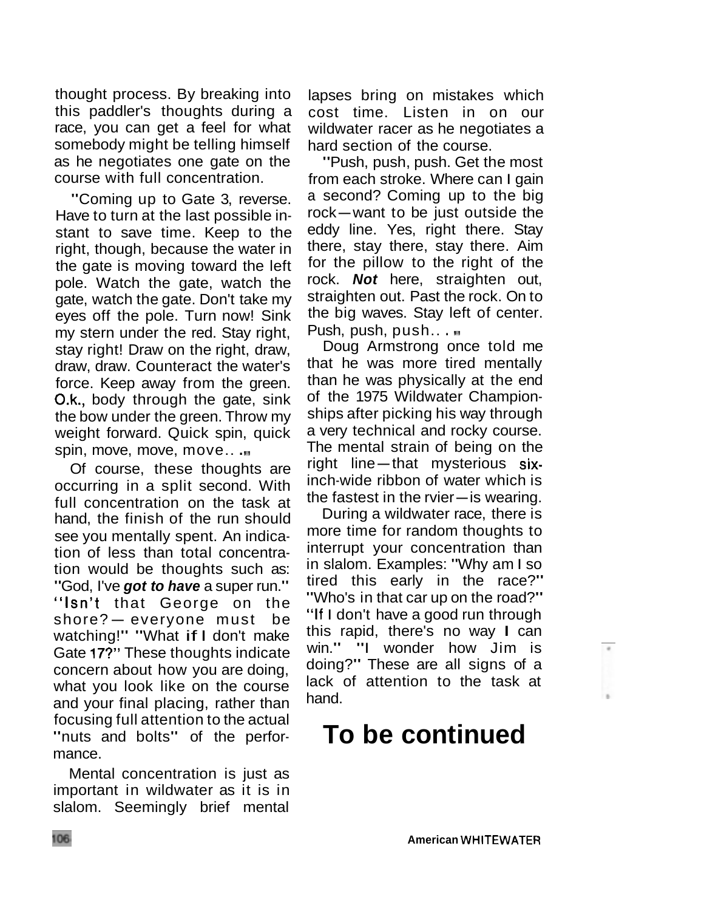thought process. By breaking into this paddler's thoughts during a race, you can get a feel for what somebody might be telling himself as he negotiates one gate on the course with full concentration.

"Coming up to Gate 3, reverse. Have to turn at the last possible instant to save time. Keep to the right, though, because the water in the gate is moving toward the left pole. Watch the gate, watch the gate, watch the gate. Don't take my eyes off the pole. Turn now! Sink my stern under the red. Stay right, stay right! Draw on the right, draw, draw, draw. Counteract the water's force. Keep away from the green. O.k., body through the gate, sink the bow under the green. Throw my weight forward. Quick spin, quick spin, move, move, move. . ."

Of course, these thoughts are occurring in a split second. With full concentration on the task at hand, the finish of the run should see you mentally spent. An indication of less than total concentration would be thoughts such as: "God, I've ***got to have*** a super run." "Isn't that George on the shore? — everyone must be watching!" "What if I don't make Gate 17?" These thoughts indicate concern about how you are doing, what you look like on the course and your final placing, rather than focusing full attention to the actual "nuts and bolts" of the performance.

Mental concentration is just as important in wildwater as it is in slalom. Seemingly brief mental lapses bring on mistakes which cost time. Listen in on our wildwater racer as he negotiates a hard section of the course.

"Push, push, push. Get the most from each stroke. Where can I gain a second? Coming up to the big rock — want to be just outside the eddy line. Yes, right there. Stay there, stay there, stay there. Aim for the pillow to the right of the rock. ***Not*** here, straighten out, straighten out. Past the rock. On to the big waves. Stay left of center. Push, push, push. . ."

Doug Armstrong once told me that he was more tired mentally than he was physically at the end of the 1975 Wildwater Championships after picking his way through a very technical and rocky course. The mental strain of being on the right line — that mysterious six-inch-wide ribbon of water which is the fastest in the rvier — is wearing.

During a wildwater race, there is more time for random thoughts to interrupt your concentration than in slalom. Examples: "Why am I so tired this early in the race?" "Who's in that car up on the road?" "If I don't have a good run through this rapid, there's no way I can win." "I wonder how Jim is doing?" These are all signs of a lack of attention to the task at hand.

# To be continued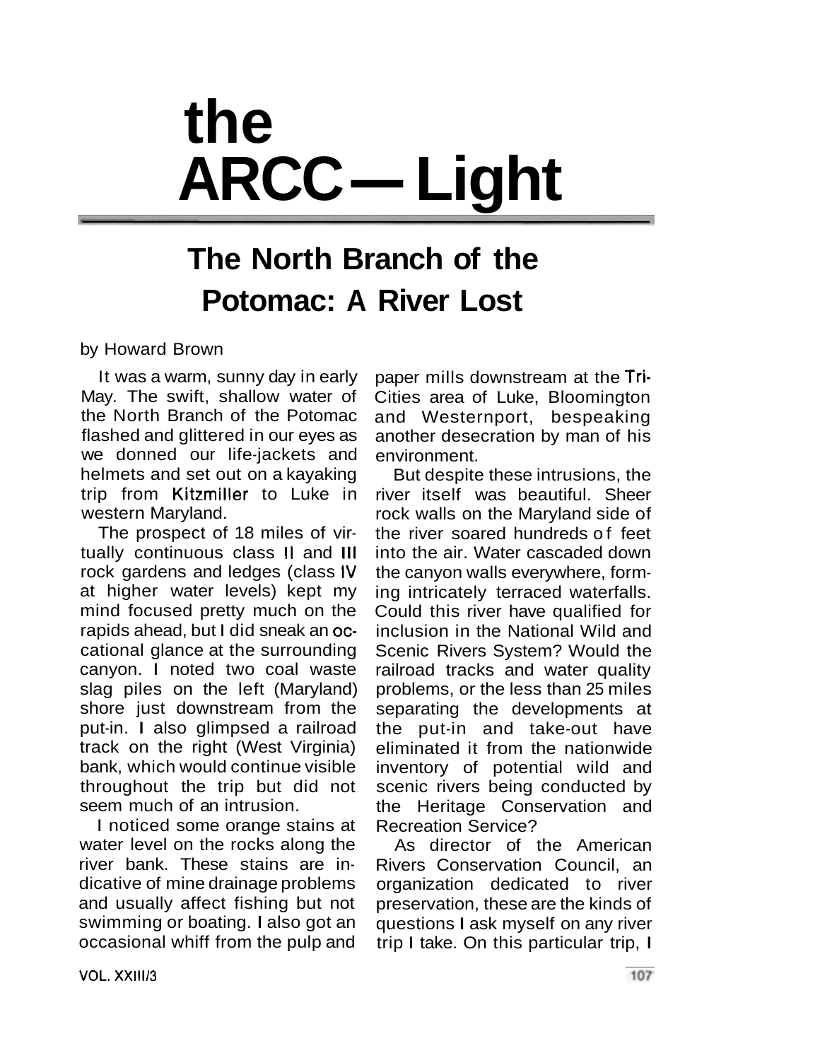# the ARCC — Light

## The North Branch of the Potomac: A River Lost

by Howard Brown

It was a warm, sunny day in early May. The swift, shallow water of the North Branch of the Potomac flashed and glittered in our eyes as we donned our life-jackets and helmets and set out on a kayaking trip from Kitzmiller to Luke in western Maryland.

The prospect of 18 miles of virtually continuous class II and III rock gardens and ledges (class IV at higher water levels) kept my mind focused pretty much on the rapids ahead, but I did sneak an occasional glance at the surrounding canyon. I noted two coal waste slag piles on the left (Maryland) shore just downstream from the put-in. I also glimpsed a railroad track on the right (West Virginia) bank, which would continue visible throughout the trip but did not seem much of an intrusion.

I noticed some orange stains at water level on the rocks along the river bank. These stains are indicative of mine drainage problems and usually affect fishing but not swimming or boating. I also got an occasional whiff from the pulp and paper mills downstream at the Tri-Cities area of Luke, Bloomington and Westernport, bespeaking another desecration by man of his environment.

But despite these intrusions, the river itself was beautiful. Sheer rock walls on the Maryland side of the river soared hundreds of feet into the air. Water cascaded down the canyon walls everywhere, forming intricately terraced waterfalls. Could this river have qualified for inclusion in the National Wild and Scenic Rivers System? Would the railroad tracks and water quality problems, or the less than 25 miles separating the developments at the put-in and take-out have eliminated it from the nationwide inventory of potential wild and scenic rivers being conducted by the Heritage Conservation and Recreation Service?

As director of the American Rivers Conservation Council, an organization dedicated to river preservation, these are the kinds of questions I ask myself on any river trip I take. On this particular trip, I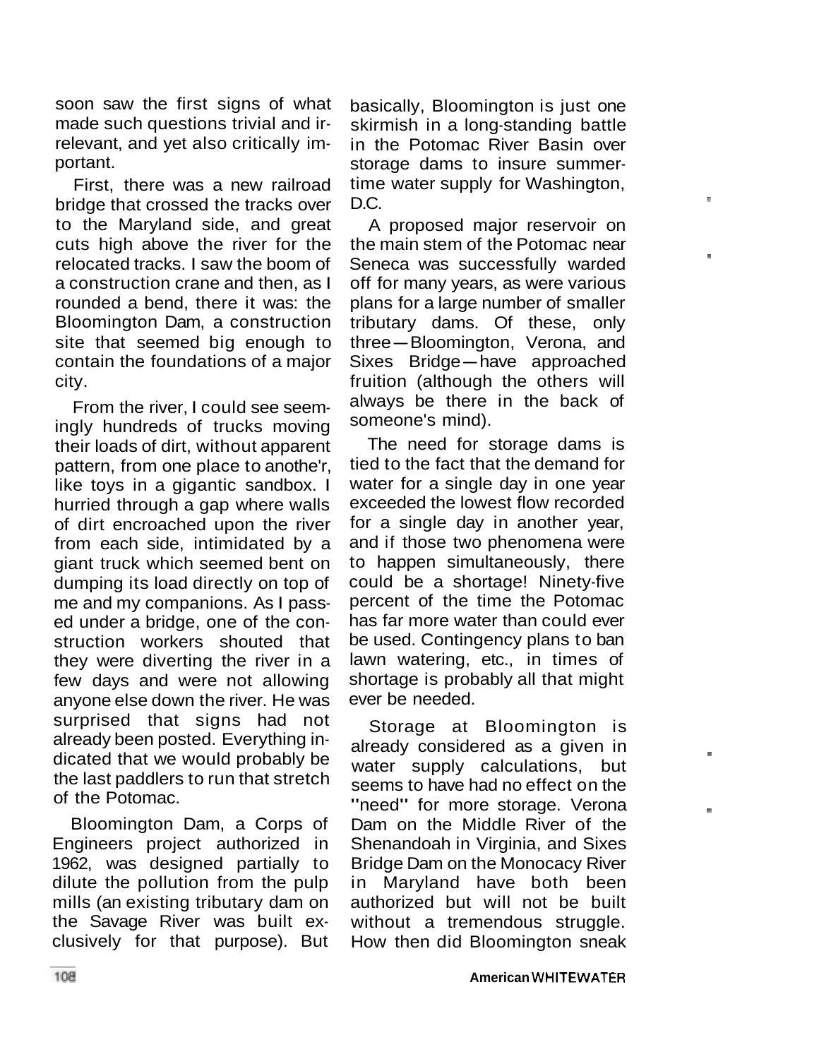soon saw the first signs of what made such questions trivial and irrelevant, and yet also critically important.

First, there was a new railroad bridge that crossed the tracks over to the Maryland side, and great cuts high above the river for the relocated tracks. I saw the boom of a construction crane and then, as I rounded a bend, there it was: the Bloomington Dam, a construction site that seemed big enough to contain the foundations of a major city.

From the river, I could see seemingly hundreds of trucks moving their loads of dirt, without apparent pattern, from one place to anothe'r, like toys in a gigantic sandbox. I hurried through a gap where walls of dirt encroached upon the river from each side, intimidated by a giant truck which seemed bent on dumping its load directly on top of me and my companions. As I passed under a bridge, one of the construction workers shouted that they were diverting the river in a few days and were not allowing anyone else down the river. He was surprised that signs had not already been posted. Everything indicated that we would probably be the last paddlers to run that stretch of the Potomac.

Bloomington Dam, a Corps of Engineers project authorized in 1962, was designed partially to dilute the pollution from the pulp mills (an existing tributary dam on the Savage River was built exclusively for that purpose). But basically, Bloomington is just one skirmish in a long-standing battle in the Potomac River Basin over storage dams to insure summertime water supply for Washington, D.C.

A proposed major reservoir on the main stem of the Potomac near Seneca was successfully warded off for many years, as were various plans for a large number of smaller tributary dams. Of these, only three—Bloomington, Verona, and Sixes Bridge—have approached fruition (although the others will always be there in the back of someone's mind).

The need for storage dams is tied to the fact that the demand for water for a single day in one year exceeded the lowest flow recorded for a single day in another year, and if those two phenomena were to happen simultaneously, there could be a shortage! Ninety-five percent of the time the Potomac has far more water than could ever be used. Contingency plans to ban lawn watering, etc., in times of shortage is probably all that might ever be needed.

Storage at Bloomington is already considered as a given in water supply calculations, but seems to have had no effect on the "need" for more storage. Verona Dam on the Middle River of the Shenandoah in Virginia, and Sixes Bridge Dam on the Monocacy River in Maryland have both been authorized but will not be built without a tremendous struggle. How then did Bloomington sneak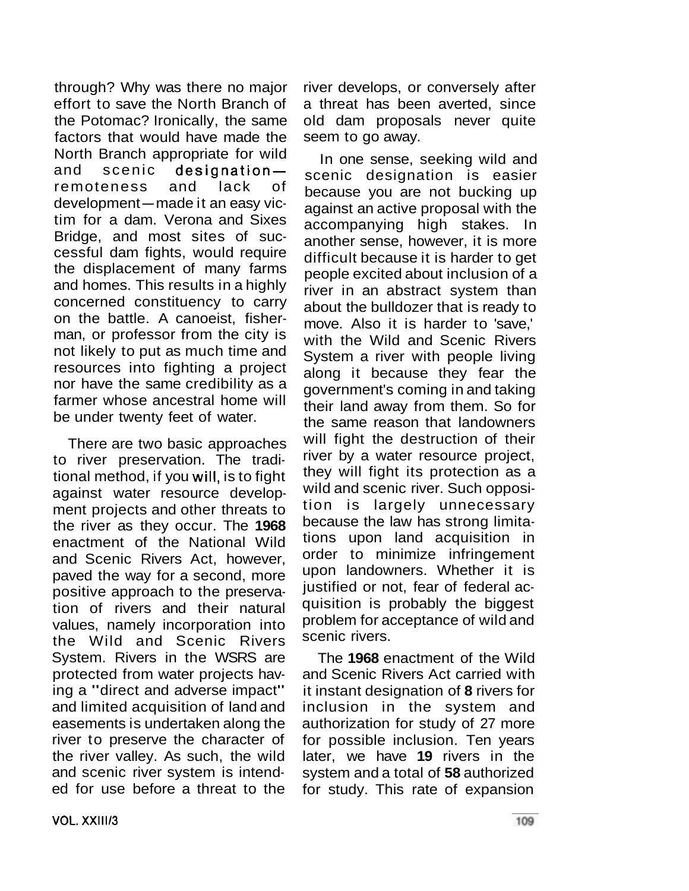through? Why was there no major effort to save the North Branch of the Potomac? Ironically, the same factors that would have made the North Branch appropriate for wild and scenic designation—remoteness and lack of development—made it an easy victim for a dam. Verona and Sixes Bridge, and most sites of successful dam fights, would require the displacement of many farms and homes. This results in a highly concerned constituency to carry on the battle. A canoeist, fisherman, or professor from the city is not likely to put as much time and resources into fighting a project nor have the same credibility as a farmer whose ancestral home will be under twenty feet of water.

There are two basic approaches to river preservation. The traditional method, if you will, is to fight against water resource development projects and other threats to the river as they occur. The **1968** enactment of the National Wild and Scenic Rivers Act, however, paved the way for a second, more positive approach to the preservation of rivers and their natural values, namely incorporation into the Wild and Scenic Rivers System. Rivers in the WSRS are protected from water projects having a "direct and adverse impact" and limited acquisition of land and easements is undertaken along the river to preserve the character of the river valley. As such, the wild and scenic river system is intended for use before a threat to the river develops, or conversely after a threat has been averted, since old dam proposals never quite seem to go away.

In one sense, seeking wild and scenic designation is easier because you are not bucking up against an active proposal with the accompanying high stakes. In another sense, however, it is more difficult because it is harder to get people excited about inclusion of a river in an abstract system than about the bulldozer that is ready to move. Also it is harder to 'save,' with the Wild and Scenic Rivers System a river with people living along it because they fear the government's coming in and taking their land away from them. So for the same reason that landowners will fight the destruction of their river by a water resource project, they will fight its protection as a wild and scenic river. Such opposition is largely unnecessary because the law has strong limitations upon land acquisition in order to minimize infringement upon landowners. Whether it is justified or not, fear of federal acquisition is probably the biggest problem for acceptance of wild and scenic rivers.

The **1968** enactment of the Wild and Scenic Rivers Act carried with it instant designation of **8** rivers for inclusion in the system and authorization for study of 27 more for possible inclusion. Ten years later, we have **19** rivers in the system and a total of **58** authorized for study. This rate of expansion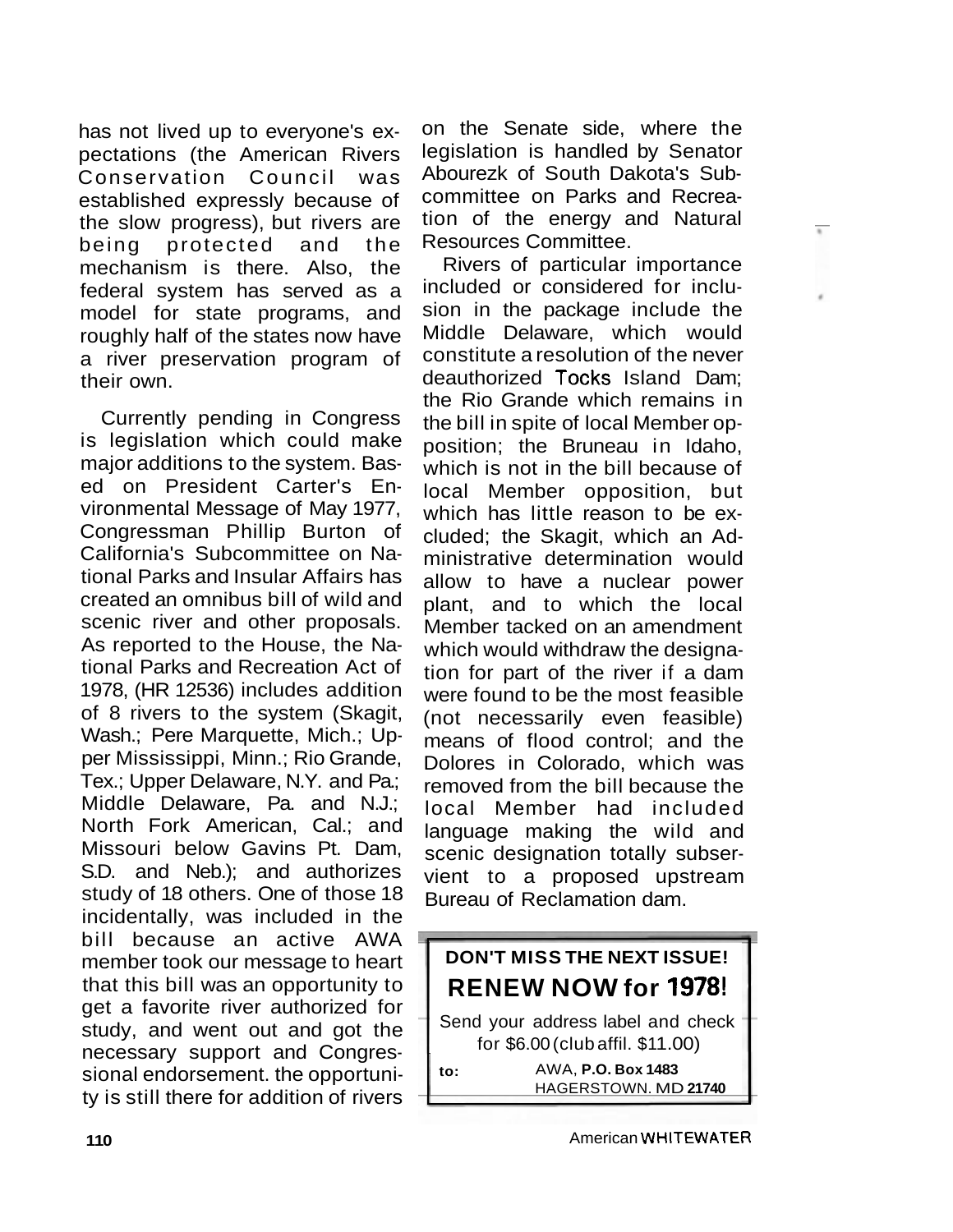has not lived up to everyone's expectations (the American Rivers Conservation Council was established expressly because of the slow progress), but rivers are being protected and the mechanism is there. Also, the federal system has served as a model for state programs, and roughly half of the states now have a river preservation program of their own.

Currently pending in Congress is legislation which could make major additions to the system. Based on President Carter's Environmental Message of May 1977, Congressman Phillip Burton of California's Subcommittee on National Parks and Insular Affairs has created an omnibus bill of wild and scenic river and other proposals. As reported to the House, the National Parks and Recreation Act of 1978, (HR 12536) includes addition of 8 rivers to the system (Skagit, Wash.; Pere Marquette, Mich.; Upper Mississippi, Minn.; Rio Grande, Tex.; Upper Delaware, N.Y. and Pa.; Middle Delaware, Pa. and N.J.; North Fork American, Cal.; and Missouri below Gavins Pt. Dam, S.D. and Neb.); and authorizes study of 18 others. One of those 18 incidentally, was included in the bill because an active AWA member took our message to heart that this bill was an opportunity to get a favorite river authorized for study, and went out and got the necessary support and Congressional endorsement. the opportunity is still there for addition of rivers on the Senate side, where the legislation is handled by Senator Abourezk of South Dakota's Subcommittee on Parks and Recreation of the energy and Natural Resources Committee.

Rivers of particular importance included or considered for inclusion in the package include the Middle Delaware, which would constitute a resolution of the never deauthorized Tocks Island Dam; the Rio Grande which remains in the bill in spite of local Member opposition; the Bruneau in Idaho, which is not in the bill because of local Member opposition, but which has little reason to be excluded; the Skagit, which an Administrative determination would allow to have a nuclear power plant, and to which the local Member tacked on an amendment which would withdraw the designation for part of the river if a dam were found to be the most feasible (not necessarily even feasible) means of flood control; and the Dolores in Colorado, which was removed from the bill because the local Member had included language making the wild and scenic designation totally subservient to a proposed upstream Bureau of Reclamation dam.

**DON'T MISS THE NEXT ISSUE!**

## RENEW NOW for 1978!

Send your address label and check for $6.00 (club affil. $11.00)

to: AWA, **P.O. Box 1483**
HAGERSTOWN. MD **21740**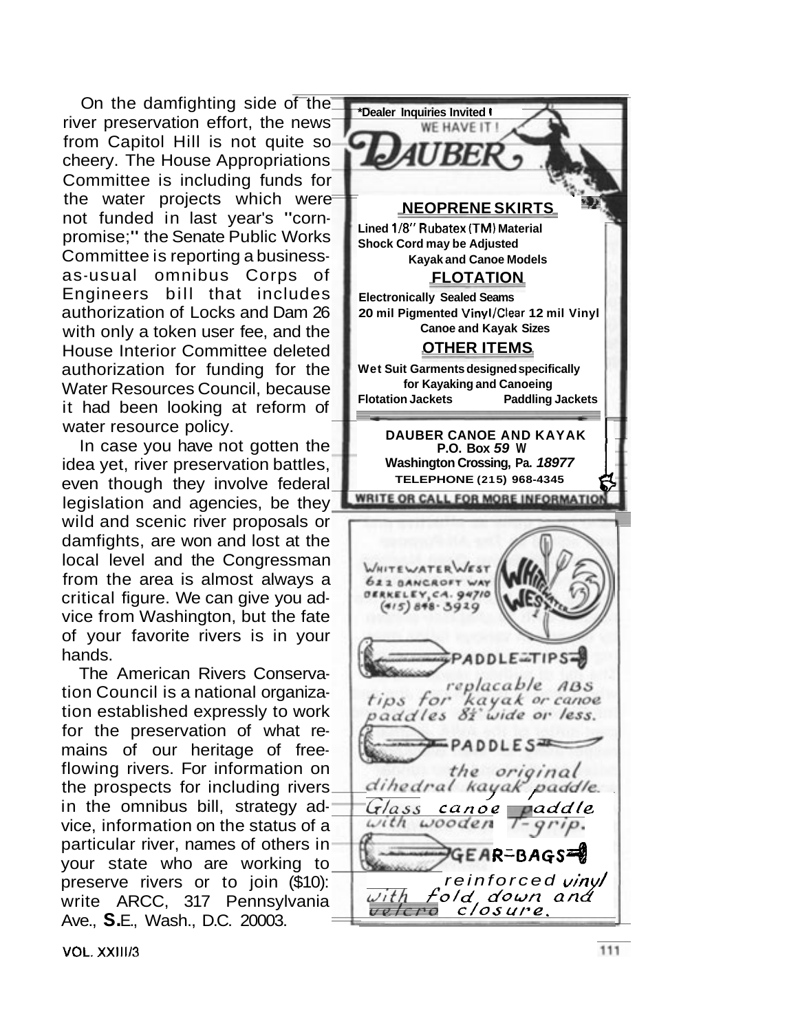On the damfighting side of the river preservation effort, the news from Capitol Hill is not quite so cheery. The House Appropriations Committee is including funds for the water projects which were not funded in last year's "corn-promise;" the Senate Public Works Committee is reporting a business-as-usual omnibus Corps of Engineers bill that includes authorization of Locks and Dam 26 with only a token user fee, and the House Interior Committee deleted authorization for funding for the Water Resources Council, because it had been looking at reform of water resource policy.

In case you have not gotten the idea yet, river preservation battles, even though they involve federal legislation and agencies, be they wild and scenic river proposals or damfights, are won and lost at the local level and the Congressman from the area is almost always a critical figure. We can give you advice from Washington, but the fate of your favorite rivers is in your hands.

The American Rivers Conservation Council is a national organization established expressly to work for the preservation of what remains of our heritage of free-flowing rivers. For information on the prospects for including rivers in the omnibus bill, strategy advice, information on the status of a particular river, names of others in your state who are working to preserve rivers or to join ($10): write ARCC, 317 Pennsylvania Ave., S.E., Wash., D.C. 20003.

---

*Dealer Inquiries Invited!

WE HAVE IT!

**DAUBER**

**NEOPRENE SKIRTS**

**Lined 1/8" Rubatex (TM) Material**
**Shock Cord may be Adjusted**
**Kayak and Canoe Models**

**FLOTATION**

**Electronically Sealed Seams**
**20 mil Pigmented Vinyl/Clear 12 mil Vinyl**
**Canoe and Kayak Sizes**

**OTHER ITEMS**

**Wet Suit Garments designed specifically for Kayaking and Canoeing**
**Flotation Jackets** **Paddling Jackets**

**DAUBER CANOE AND KAYAK**
**P.O. Box 59 W**
**Washington Crossing, Pa. 18977**
**TELEPHONE (215) 968-4345**

**WRITE OR CALL FOR MORE INFORMATION**

---

WHITEWATER WEST
622 BANCROFT WAY
BERKELEY, CA. 94710
(415) 848-3929

PADDLE-TIPS

replacable ABS tips for kayak or canoe paddles 8½" wide or less.

PADDLES

the original dihedral kayak paddle.

Glass canoe paddle with wooden T-grip.

GEAR-BAGS

reinforced vinyl with fold down and velcro closure.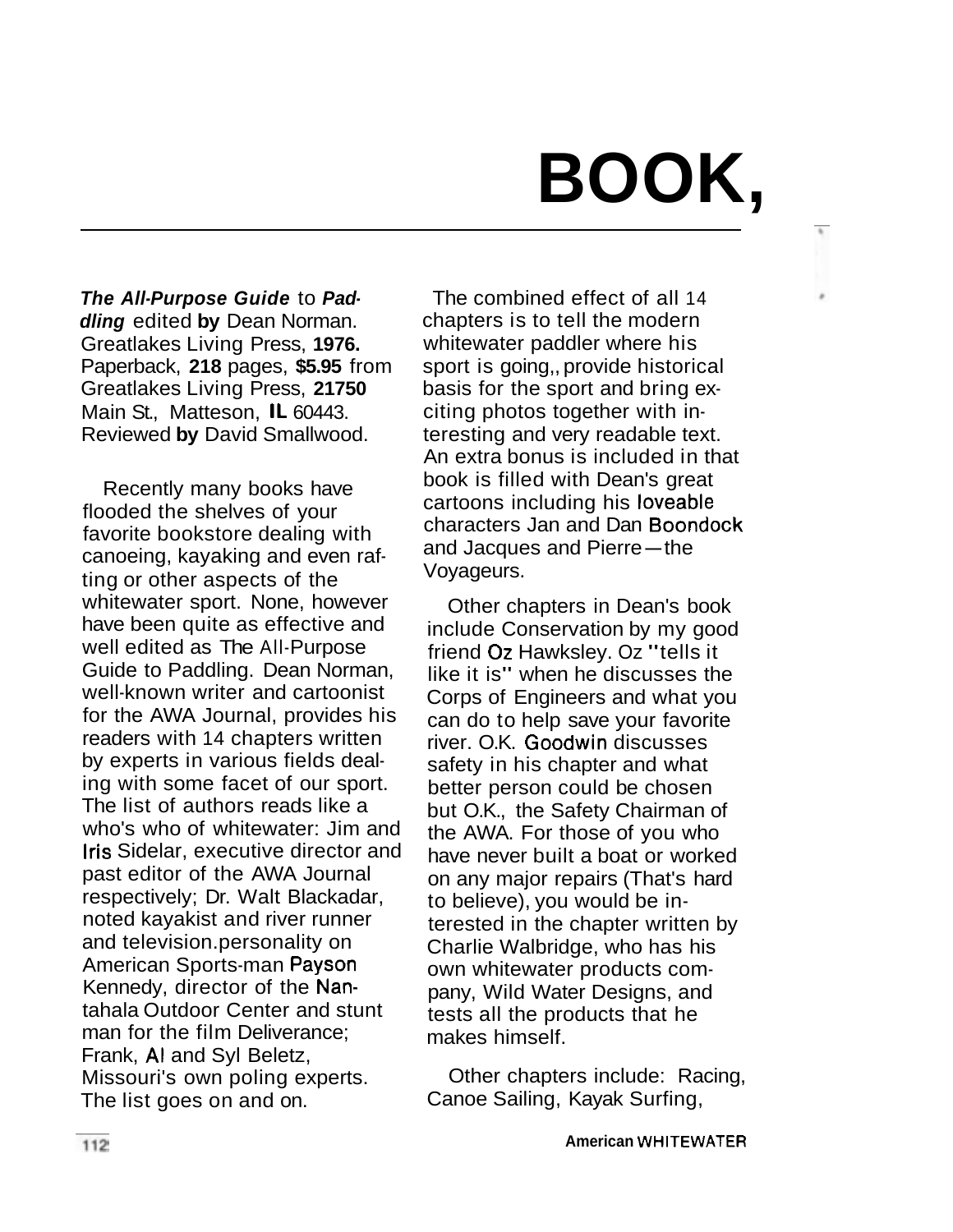# BOOK,

***The All-Purpose Guide** to **Paddling*** edited **by** Dean Norman. Greatlakes Living Press, **1976.** Paperback, **218** pages, **$5.95** from Greatlakes Living Press, **21750** Main St., Matteson, **IL** 60443. Reviewed **by** David Smallwood.

Recently many books have flooded the shelves of your favorite bookstore dealing with canoeing, kayaking and even rafting or other aspects of the whitewater sport. None, however have been quite as effective and well edited as The All-Purpose Guide to Paddling. Dean Norman, well-known writer and cartoonist for the AWA Journal, provides his readers with 14 chapters written by experts in various fields dealing with some facet of our sport. The list of authors reads like a who's who of whitewater: Jim and Iris Sidelar, executive director and past editor of the AWA Journal respectively; Dr. Walt Blackadar, noted kayakist and river runner and television.personality on American Sports-man Payson Kennedy, director of the Nantahala Outdoor Center and stunt man for the film Deliverance; Frank, Al and Syl Beletz, Missouri's own poling experts. The list goes on and on.

The combined effect of all 14 chapters is to tell the modern whitewater paddler where his sport is going,, provide historical basis for the sport and bring exciting photos together with interesting and very readable text. An extra bonus is included in that book is filled with Dean's great cartoons including his loveable characters Jan and Dan Boondock and Jacques and Pierre—the Voyageurs.

Other chapters in Dean's book include Conservation by my good friend Oz Hawksley. Oz "tells it like it is" when he discusses the Corps of Engineers and what you can do to help save your favorite river. O.K. Goodwin discusses safety in his chapter and what better person could be chosen but O.K., the Safety Chairman of the AWA. For those of you who have never built a boat or worked on any major repairs (That's hard to believe), you would be interested in the chapter written by Charlie Walbridge, who has his own whitewater products company, Wild Water Designs, and tests all the products that he makes himself.

Other chapters include: Racing, Canoe Sailing, Kayak Surfing,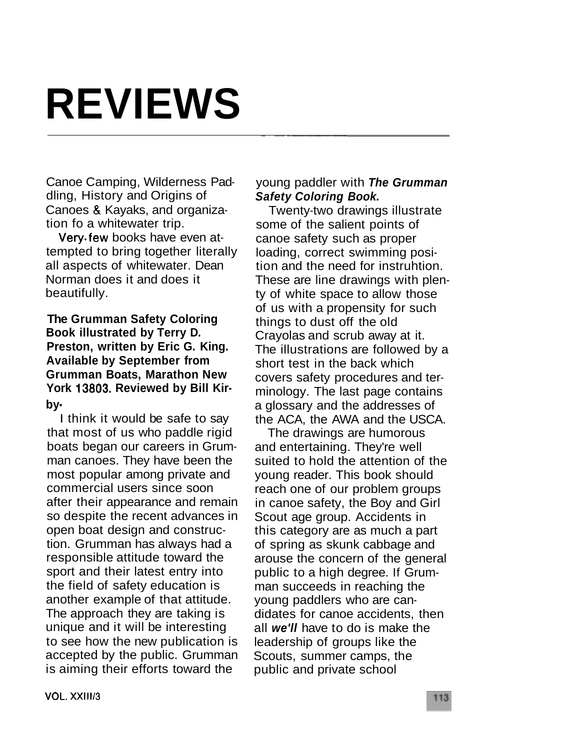# REVIEWS

Canoe Camping, Wilderness Paddling, History and Origins of Canoes & Kayaks, and organization fo a whitewater trip.

Very few books have even attempted to bring together literally all aspects of whitewater. Dean Norman does it and does it beautifully.

**The Grumman Safety Coloring Book illustrated by Terry D. Preston, written by Eric G. King. Available by September from Grumman Boats, Marathon New York 13803. Reviewed by Bill Kirby.**

I think it would be safe to say that most of us who paddle rigid boats began our careers in Grumman canoes. They have been the most popular among private and commercial users since soon after their appearance and remain so despite the recent advances in open boat design and construction. Grumman has always had a responsible attitude toward the sport and their latest entry into the field of safety education is another example of that attitude. The approach they are taking is unique and it will be interesting to see how the new publication is accepted by the public. Grumman is aiming their efforts toward the young paddler with ***The Grumman Safety Coloring Book.***

Twenty-two drawings illustrate some of the salient points of canoe safety such as proper loading, correct swimming position and the need for instruhtion. These are line drawings with plenty of white space to allow those of us with a propensity for such things to dust off the old Crayolas and scrub away at it. The illustrations are followed by a short test in the back which covers safety procedures and terminology. The last page contains a glossary and the addresses of the ACA, the AWA and the USCA.

The drawings are humorous and entertaining. They're well suited to hold the attention of the young reader. This book should reach one of our problem groups in canoe safety, the Boy and Girl Scout age group. Accidents in this category are as much a part of spring as skunk cabbage and arouse the concern of the general public to a high degree. If Grumman succeeds in reaching the young paddlers who are candidates for canoe accidents, then all ***we'll*** have to do is make the leadership of groups like the Scouts, summer camps, the public and private school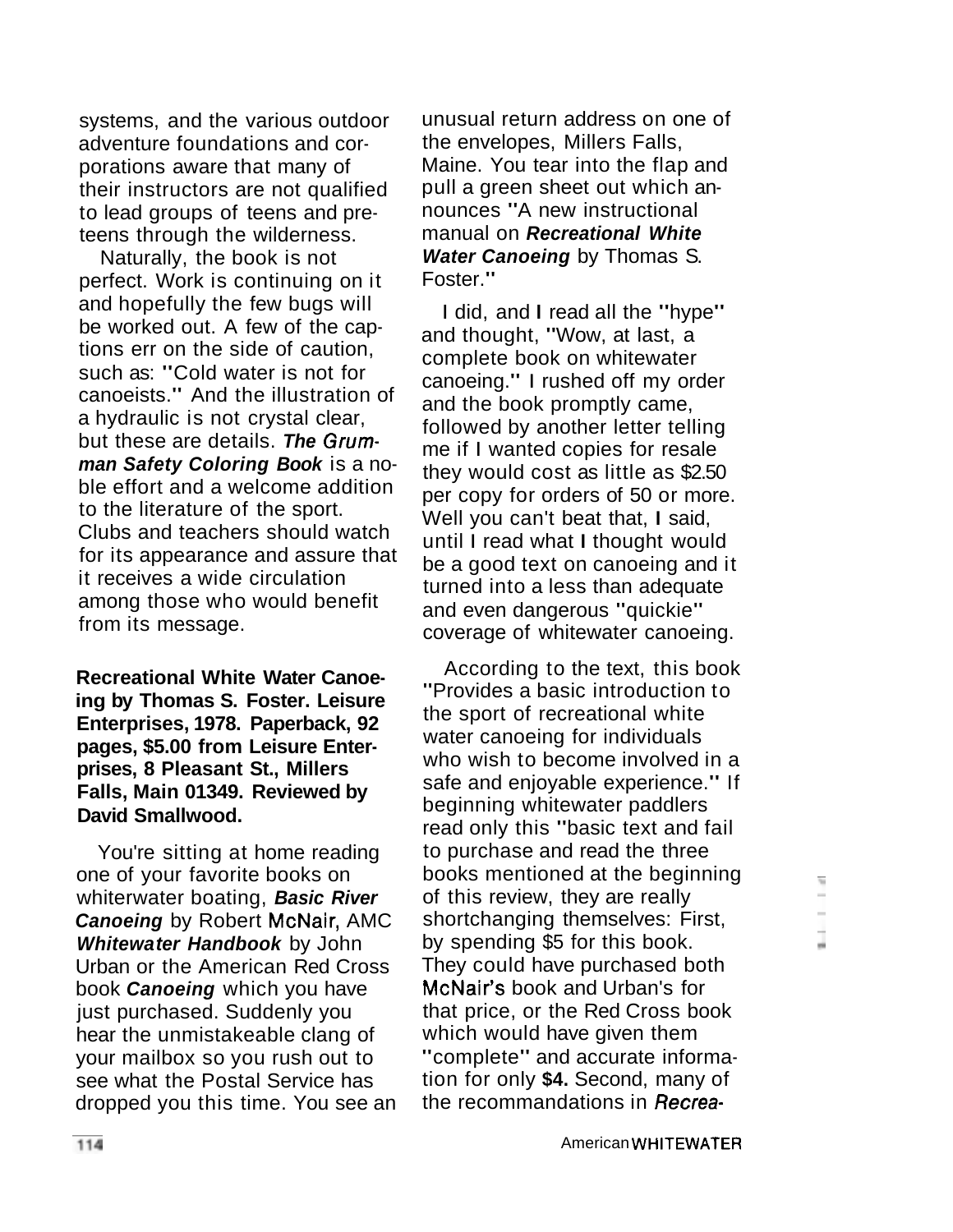systems, and the various outdoor adventure foundations and corporations aware that many of their instructors are not qualified to lead groups of teens and preteens through the wilderness.

Naturally, the book is not perfect. Work is continuing on it and hopefully the few bugs will be worked out. A few of the captions err on the side of caution, such as: "Cold water is not for canoeists." And the illustration of a hydraulic is not crystal clear, but these are details. ***The Grumman Safety Coloring Book*** is a noble effort and a welcome addition to the literature of the sport. Clubs and teachers should watch for its appearance and assure that it receives a wide circulation among those who would benefit from its message.

**Recreational White Water Canoeing by Thomas S. Foster. Leisure Enterprises, 1978. Paperback, 92 pages, $5.00 from Leisure Enterprises, 8 Pleasant St., Millers Falls, Main 01349. Reviewed by David Smallwood.**

You're sitting at home reading one of your favorite books on whiterwater boating, ***Basic River Canoeing*** by Robert McNair, AMC ***Whitewater Handbook*** by John Urban or the American Red Cross book ***Canoeing*** which you have just purchased. Suddenly you hear the unmistakeable clang of your mailbox so you rush out to see what the Postal Service has dropped you this time. You see an unusual return address on one of the envelopes, Millers Falls, Maine. You tear into the flap and pull a green sheet out which announces "A new instructional manual on ***Recreational White Water Canoeing*** by Thomas S. Foster."

I did, and I read all the "hype" and thought, "Wow, at last, a complete book on whitewater canoeing." I rushed off my order and the book promptly came, followed by another letter telling me if I wanted copies for resale they would cost as little as $2.50 per copy for orders of 50 or more. Well you can't beat that, I said, until I read what I thought would be a good text on canoeing and it turned into a less than adequate and even dangerous "quickie" coverage of whitewater canoeing.

According to the text, this book "Provides a basic introduction to the sport of recreational white water canoeing for individuals who wish to become involved in a safe and enjoyable experience." If beginning whitewater paddlers read only this "basic text and fail to purchase and read the three books mentioned at the beginning of this review, they are really shortchanging themselves: First, by spending $5 for this book. They could have purchased both McNair's book and Urban's for that price, or the Red Cross book which would have given them "complete" and accurate information for only **$4.** Second, many of the recommandations in *Recrea-*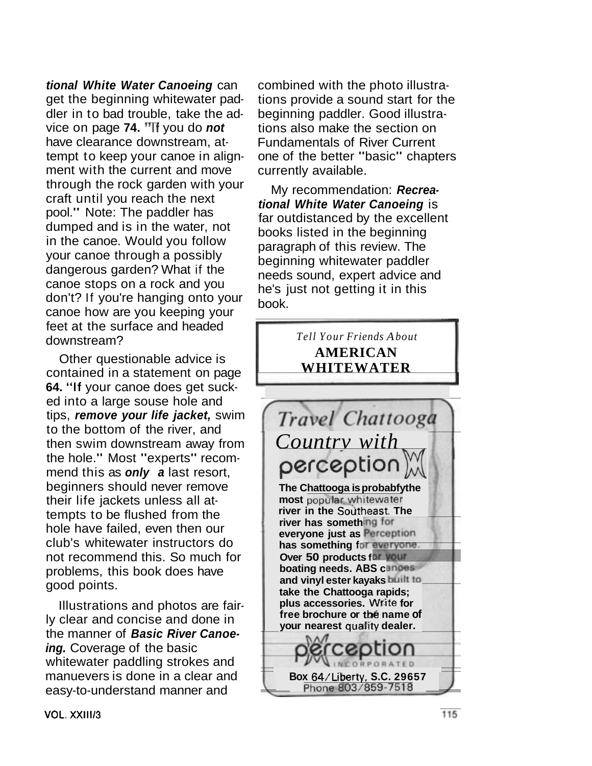***tional White Water Canoeing*** can get the beginning whitewater paddler in to bad trouble, take the advice on page **74.** "If you do ***not*** have clearance downstream, attempt to keep your canoe in alignment with the current and move through the rock garden with your craft until you reach the next pool." Note: The paddler has dumped and is in the water, not in the canoe. Would you follow your canoe through a possibly dangerous garden? What if the canoe stops on a rock and you don't? If you're hanging onto your canoe how are you keeping your feet at the surface and headed downstream?

Other questionable advice is contained in a statement on page **64.** "If your canoe does get sucked into a large souse hole and tips, ***remove your life jacket,*** swim to the bottom of the river, and then swim downstream away from the hole." Most "experts" recommend this as ***only a*** last resort, beginners should never remove their life jackets unless all attempts to be flushed from the hole have failed, even then our club's whitewater instructors do not recommend this. So much for problems, this book does have good points.

Illustrations and photos are fairly clear and concise and done in the manner of ***Basic River Canoeing.*** Coverage of the basic whitewater paddling strokes and manuevers is done in a clear and easy-to-understand manner and combined with the photo illustrations provide a sound start for the beginning paddler. Good illustrations also make the section on Fundamentals of River Current one of the better "basic" chapters currently available.

My recommendation: ***Recreational White Water Canoeing*** is far outdistanced by the excellent books listed in the beginning paragraph of this review. The beginning whitewater paddler needs sound, expert advice and he's just not getting it in this book.

*Tell Your Friends About*

**AMERICAN WHITEWATER**

*Travel Chattooga Country with* perception

**The Chattooga is probably the most popular whitewater river in the Southeast. The river has something for everyone just as Perception has something for everyone. Over 50 products for your boating needs. ABS canoes and vinyl ester kayaks built to take the Chattooga rapids; plus accessories. Write for free brochure or the name of your nearest quality dealer.**

perception INCORPORATED

**Box 64/Liberty, S.C. 29657**
Phone 803/859-7518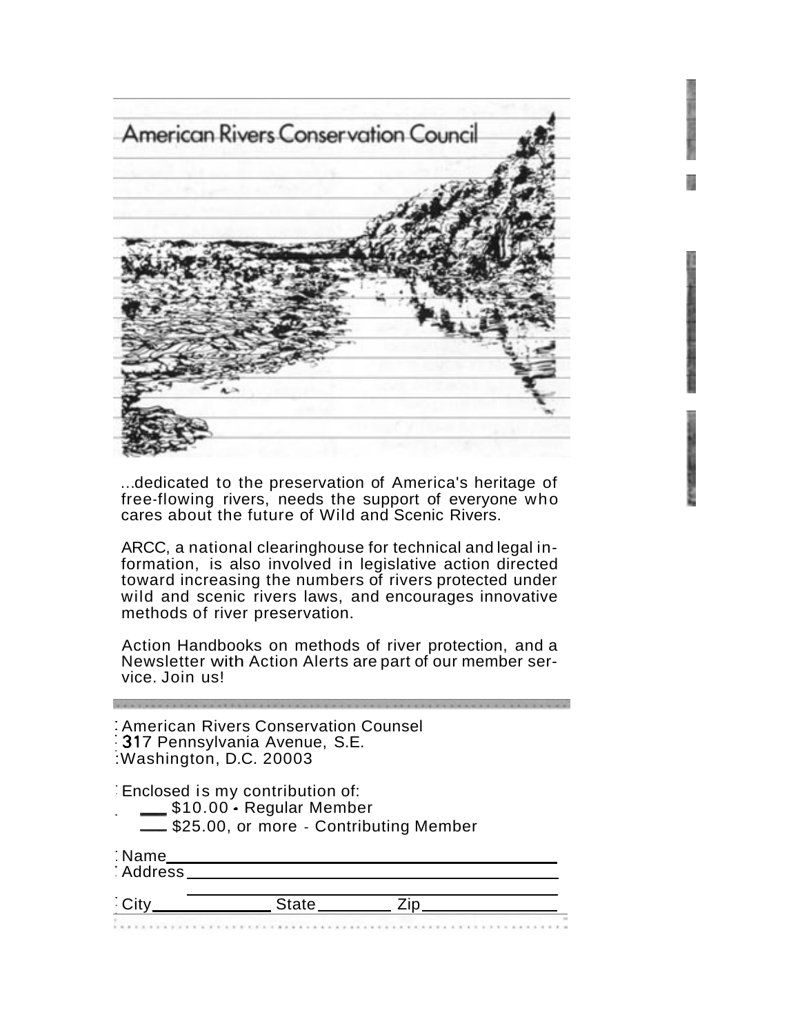# American Rivers Conservation Council

...dedicated to the preservation of America's heritage of free-flowing rivers, needs the support of everyone who cares about the future of Wild and Scenic Rivers.

ARCC, a national clearinghouse for technical and legal information, is also involved in legislative action directed toward increasing the numbers of rivers protected under wild and scenic rivers laws, and encourages innovative methods of river preservation.

Action Handbooks on methods of river protection, and a Newsletter with Action Alerts are part of our member service. Join us!

---

American Rivers Conservation Counsel
317 Pennsylvania Avenue, S.E.
Washington, D.C. 20003

Enclosed is my contribution of:

___ $10.00 - Regular Member
___ $25.00, or more - Contributing Member

Name_______________________________
Address_____________________________
____________________________________
City____________ State________ Zip____________